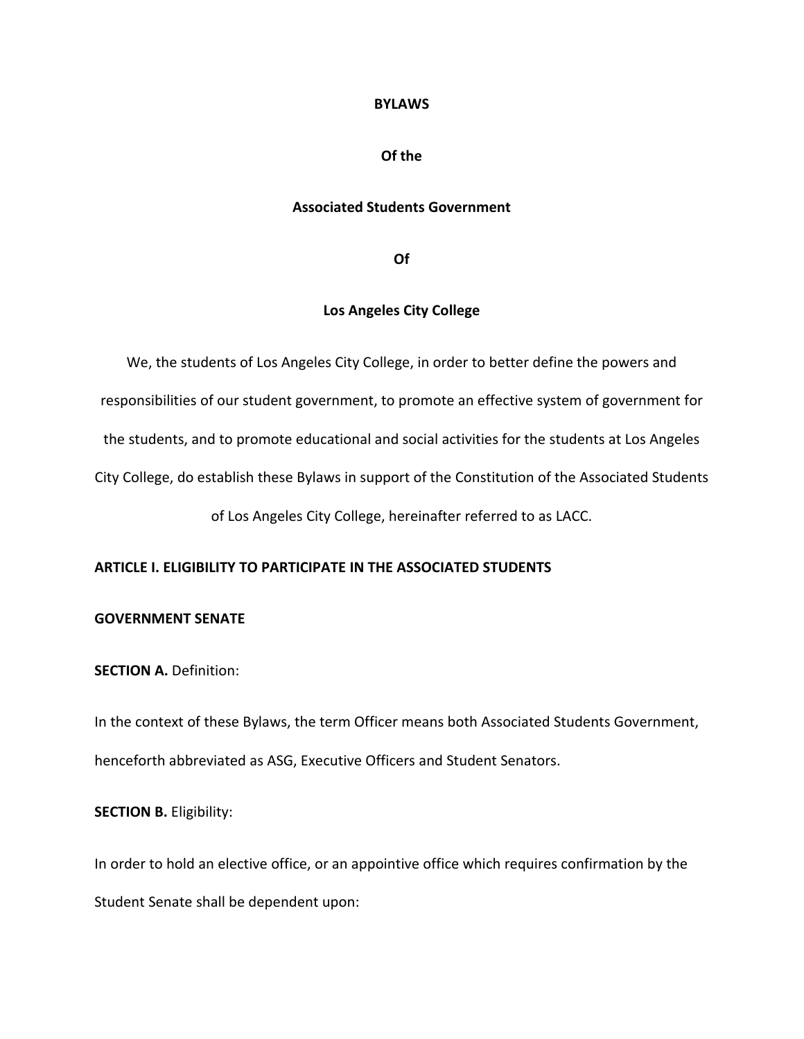# BYLAWS

# Of the

# Associated Students Government

# Of

# Los Angeles City College

We, the students of Los Angeles City College, in order to better define the powers and responsibilities of our student government, to promote an effective system of government for the students, and to promote educational and social activities for the students at Los Angeles City College, do establish these Bylaws in support of the Constitution of the Associated Students of Los Angeles City College, hereinafter referred to as LACC.

## ARTICLE I. ELIGIBILITY TO PARTICIPATE IN THE ASSOCIATED STUDENTS GOVERNMENT SENATE

**SECTION A.** Definition:

In the context of these Bylaws, the term Officer means both Associated Students Government, henceforth abbreviated as ASG, Executive Officers and Student Senators.

**SECTION B.** Eligibility:

In order to hold an elective office, or an appointive office which requires confirmation by the Student Senate shall be dependent upon: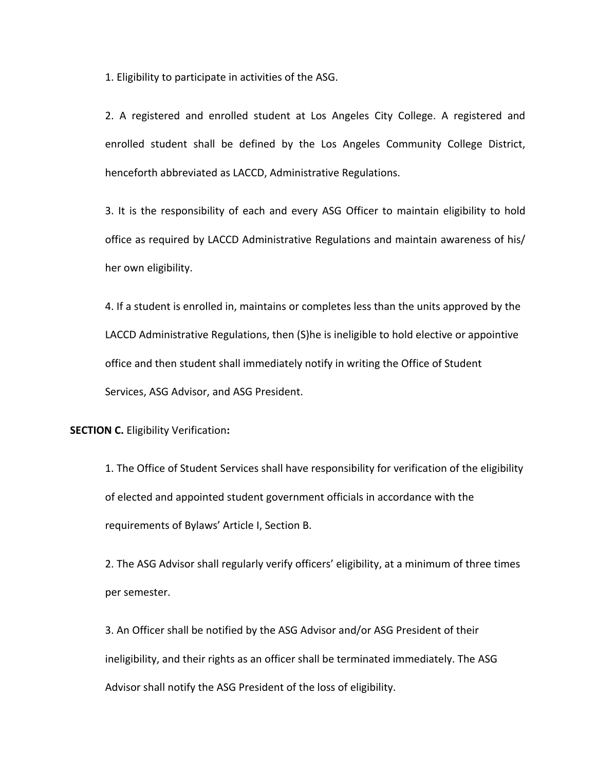1. Eligibility to participate in activities of the ASG.

2. A registered and enrolled student at Los Angeles City College. A registered and enrolled student shall be defined by the Los Angeles Community College District, henceforth abbreviated as LACCD, Administrative Regulations.

3. It is the responsibility of each and every ASG Officer to maintain eligibility to hold office as required by LACCD Administrative Regulations and maintain awareness of his/ her own eligibility.

4. If a student is enrolled in, maintains or completes less than the units approved by the LACCD Administrative Regulations, then (S)he is ineligible to hold elective or appointive office and then student shall immediately notify in writing the Office of Student Services, ASG Advisor, and ASG President.

**SECTION C.** Eligibility Verification**:**

1. The Office of Student Services shall have responsibility for verification of the eligibility of elected and appointed student government officials in accordance with the requirements of Bylaws' Article I, Section B.

2. The ASG Advisor shall regularly verify officers' eligibility, at a minimum of three times per semester.

3. An Officer shall be notified by the ASG Advisor and/or ASG President of their ineligibility, and their rights as an officer shall be terminated immediately. The ASG Advisor shall notify the ASG President of the loss of eligibility.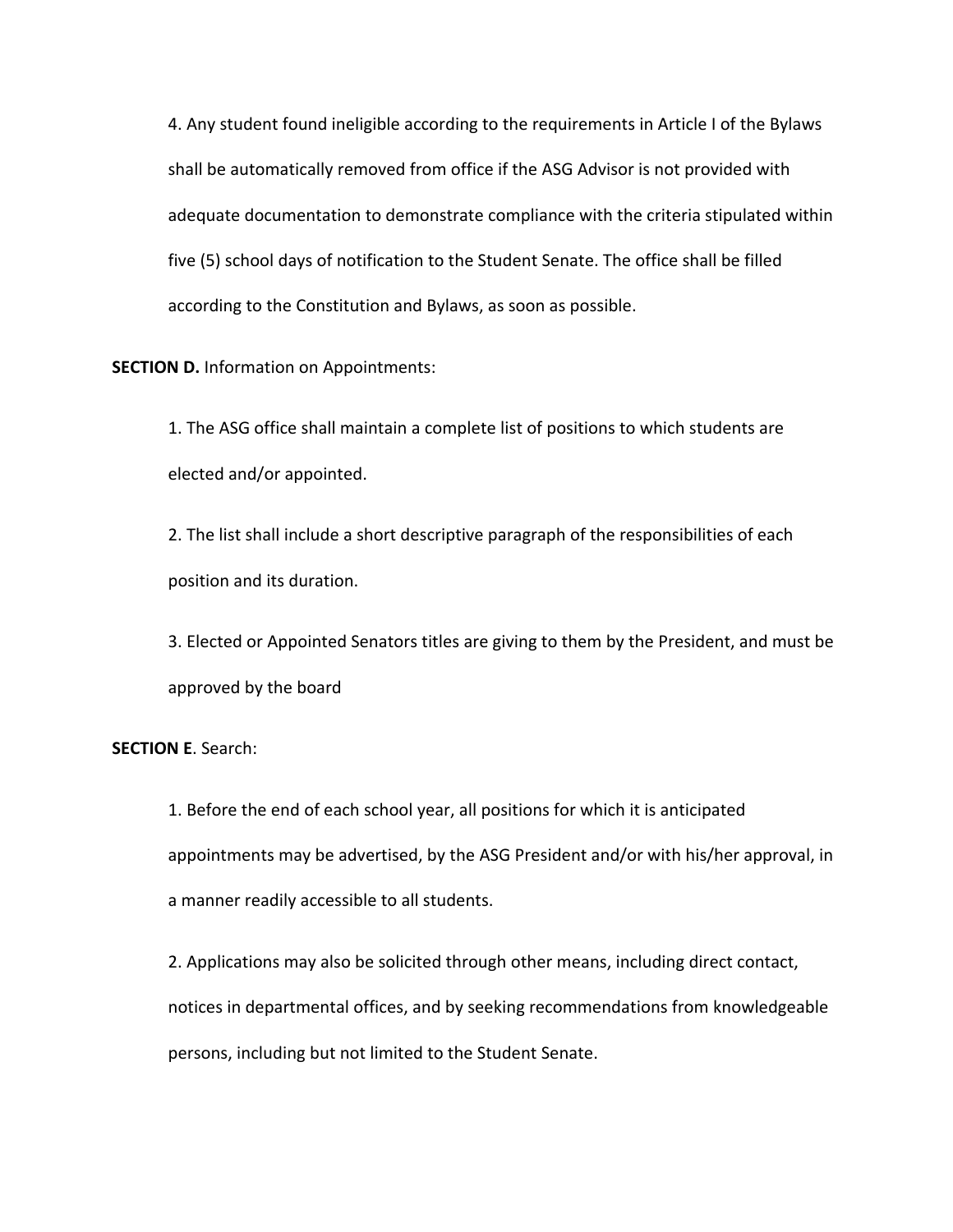4. Any student found ineligible according to the requirements in Article I of the Bylaws shall be automatically removed from office if the ASG Advisor is not provided with adequate documentation to demonstrate compliance with the criteria stipulated within five (5) school days of notification to the Student Senate. The office shall be filled according to the Constitution and Bylaws, as soon as possible.

**SECTION D.** Information on Appointments:

1. The ASG office shall maintain a complete list of positions to which students are elected and/or appointed.

2. The list shall include a short descriptive paragraph of the responsibilities of each position and its duration.

3. Elected or Appointed Senators titles are giving to them by the President, and must be approved by the board

**SECTION E**. Search:

1. Before the end of each school year, all positions for which it is anticipated appointments may be advertised, by the ASG President and/or with his/her approval, in a manner readily accessible to all students.

2. Applications may also be solicited through other means, including direct contact, notices in departmental offices, and by seeking recommendations from knowledgeable persons, including but not limited to the Student Senate.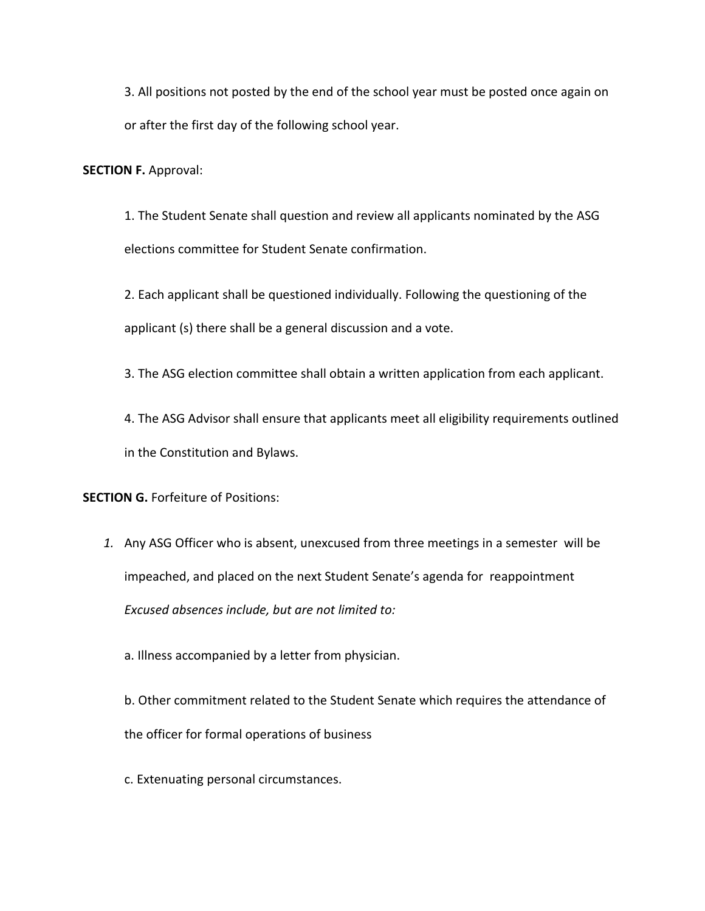3. All positions not posted by the end of the school year must be posted once again on or after the first day of the following school year.

**SECTION F.** Approval:

1. The Student Senate shall question and review all applicants nominated by the ASG elections committee for Student Senate confirmation.

2. Each applicant shall be questioned individually. Following the questioning of the applicant (s) there shall be a general discussion and a vote.

3. The ASG election committee shall obtain a written application from each applicant.

4. The ASG Advisor shall ensure that applicants meet all eligibility requirements outlined in the Constitution and Bylaws.

**SECTION G.** Forfeiture of Positions:

*1.* Any ASG Officer who is absent, unexcused from three meetings in a semester will be impeached, and placed on the next Student Senate's agenda for reappointment *Excused absences include, but are not limited to:*

   a. Illness accompanied by a letter from physician.

   b. Other commitment related to the Student Senate which requires the attendance of the officer for formal operations of business

   c. Extenuating personal circumstances.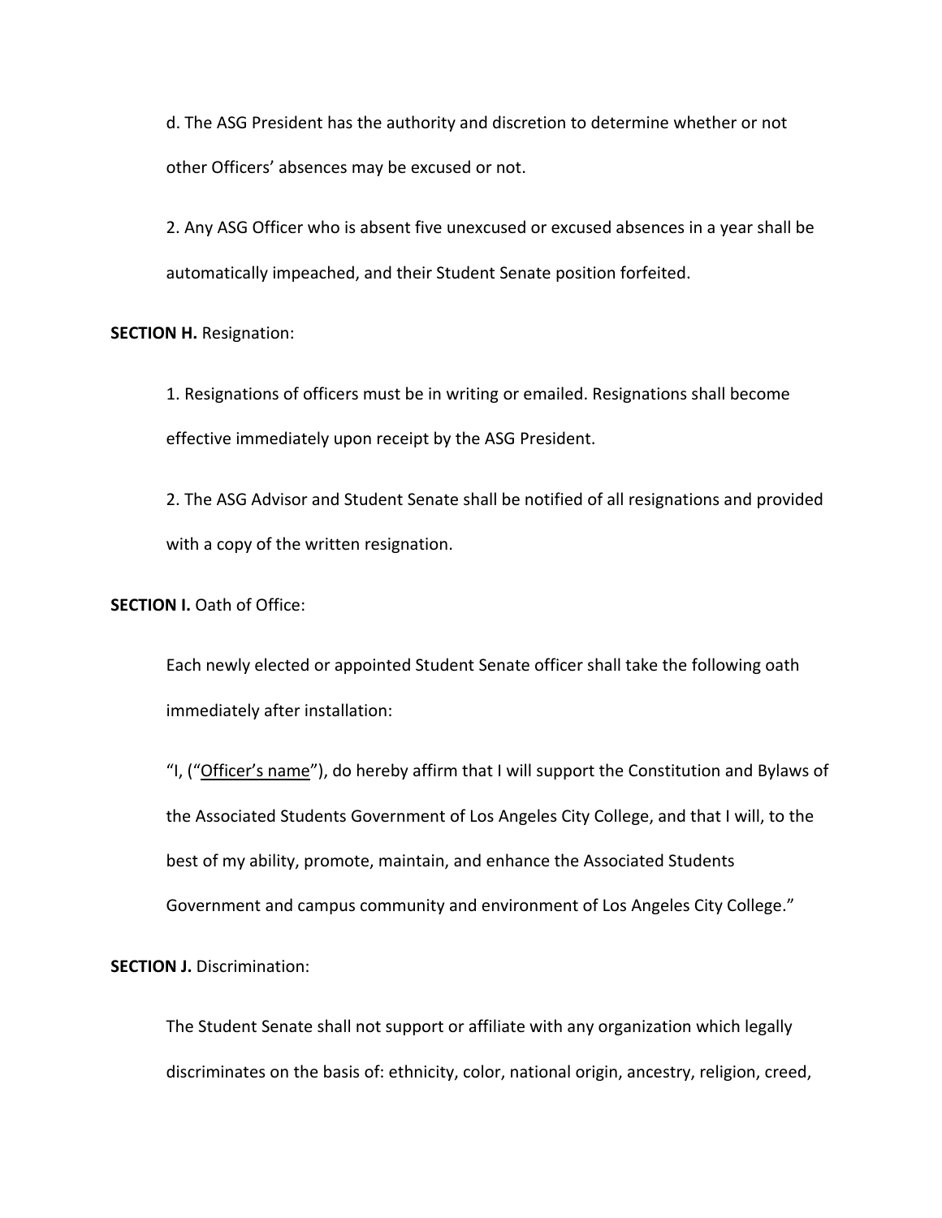d. The ASG President has the authority and discretion to determine whether or not other Officers' absences may be excused or not.

2. Any ASG Officer who is absent five unexcused or excused absences in a year shall be automatically impeached, and their Student Senate position forfeited.

**SECTION H.** Resignation:

1. Resignations of officers must be in writing or emailed. Resignations shall become effective immediately upon receipt by the ASG President.

2. The ASG Advisor and Student Senate shall be notified of all resignations and provided with a copy of the written resignation.

**SECTION I.** Oath of Office:

Each newly elected or appointed Student Senate officer shall take the following oath immediately after installation:

"I, ("Officer's name"), do hereby affirm that I will support the Constitution and Bylaws of the Associated Students Government of Los Angeles City College, and that I will, to the best of my ability, promote, maintain, and enhance the Associated Students Government and campus community and environment of Los Angeles City College."

**SECTION J.** Discrimination:

The Student Senate shall not support or affiliate with any organization which legally discriminates on the basis of: ethnicity, color, national origin, ancestry, religion, creed,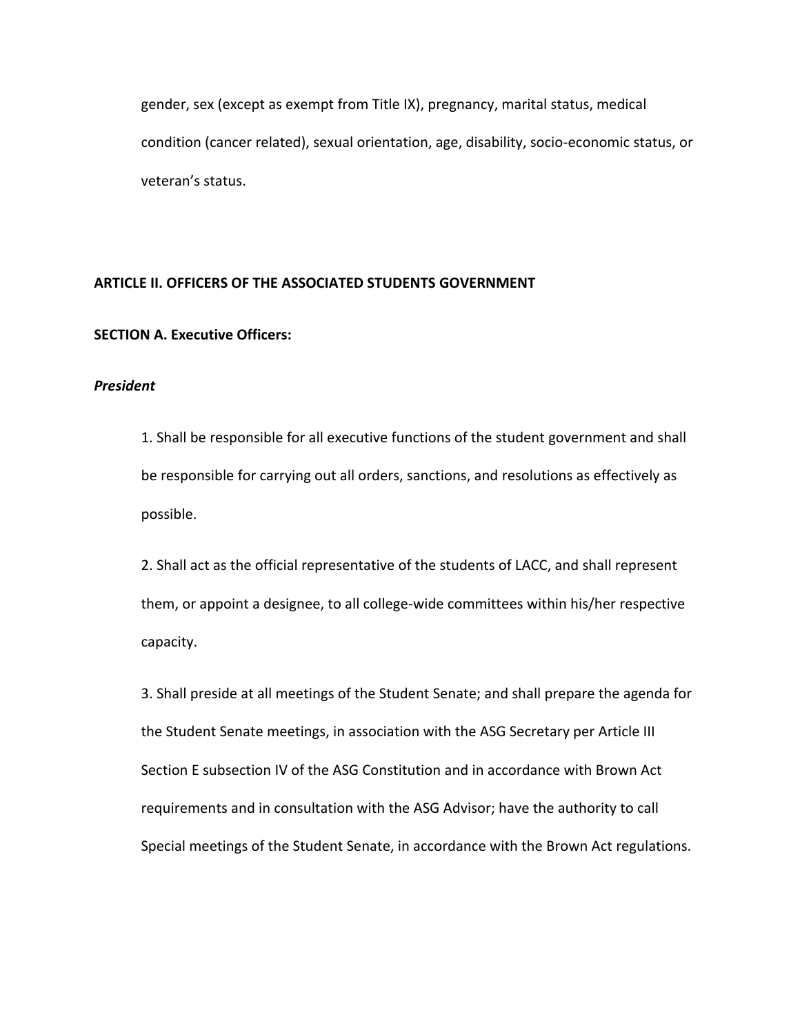gender, sex (except as exempt from Title IX), pregnancy, marital status, medical condition (cancer related), sexual orientation, age, disability, socio-economic status, or veteran's status.

## ARTICLE II. OFFICERS OF THE ASSOCIATED STUDENTS GOVERNMENT

### SECTION A. Executive Officers:

***President***

1. Shall be responsible for all executive functions of the student government and shall be responsible for carrying out all orders, sanctions, and resolutions as effectively as possible.

2. Shall act as the official representative of the students of LACC, and shall represent them, or appoint a designee, to all college-wide committees within his/her respective capacity.

3. Shall preside at all meetings of the Student Senate; and shall prepare the agenda for the Student Senate meetings, in association with the ASG Secretary per Article III Section E subsection IV of the ASG Constitution and in accordance with Brown Act requirements and in consultation with the ASG Advisor; have the authority to call Special meetings of the Student Senate, in accordance with the Brown Act regulations.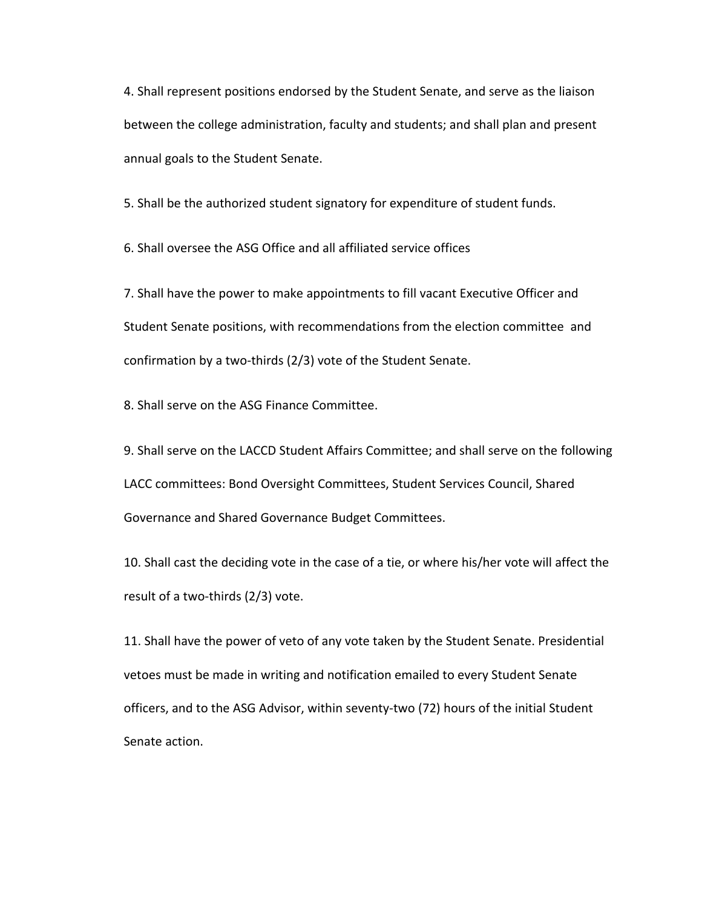4. Shall represent positions endorsed by the Student Senate, and serve as the liaison between the college administration, faculty and students; and shall plan and present annual goals to the Student Senate.

5. Shall be the authorized student signatory for expenditure of student funds.

6. Shall oversee the ASG Office and all affiliated service offices

7. Shall have the power to make appointments to fill vacant Executive Officer and Student Senate positions, with recommendations from the election committee and confirmation by a two-thirds (2/3) vote of the Student Senate.

8. Shall serve on the ASG Finance Committee.

9. Shall serve on the LACCD Student Affairs Committee; and shall serve on the following LACC committees: Bond Oversight Committees, Student Services Council, Shared Governance and Shared Governance Budget Committees.

10. Shall cast the deciding vote in the case of a tie, or where his/her vote will affect the result of a two-thirds (2/3) vote.

11. Shall have the power of veto of any vote taken by the Student Senate. Presidential vetoes must be made in writing and notification emailed to every Student Senate officers, and to the ASG Advisor, within seventy-two (72) hours of the initial Student Senate action.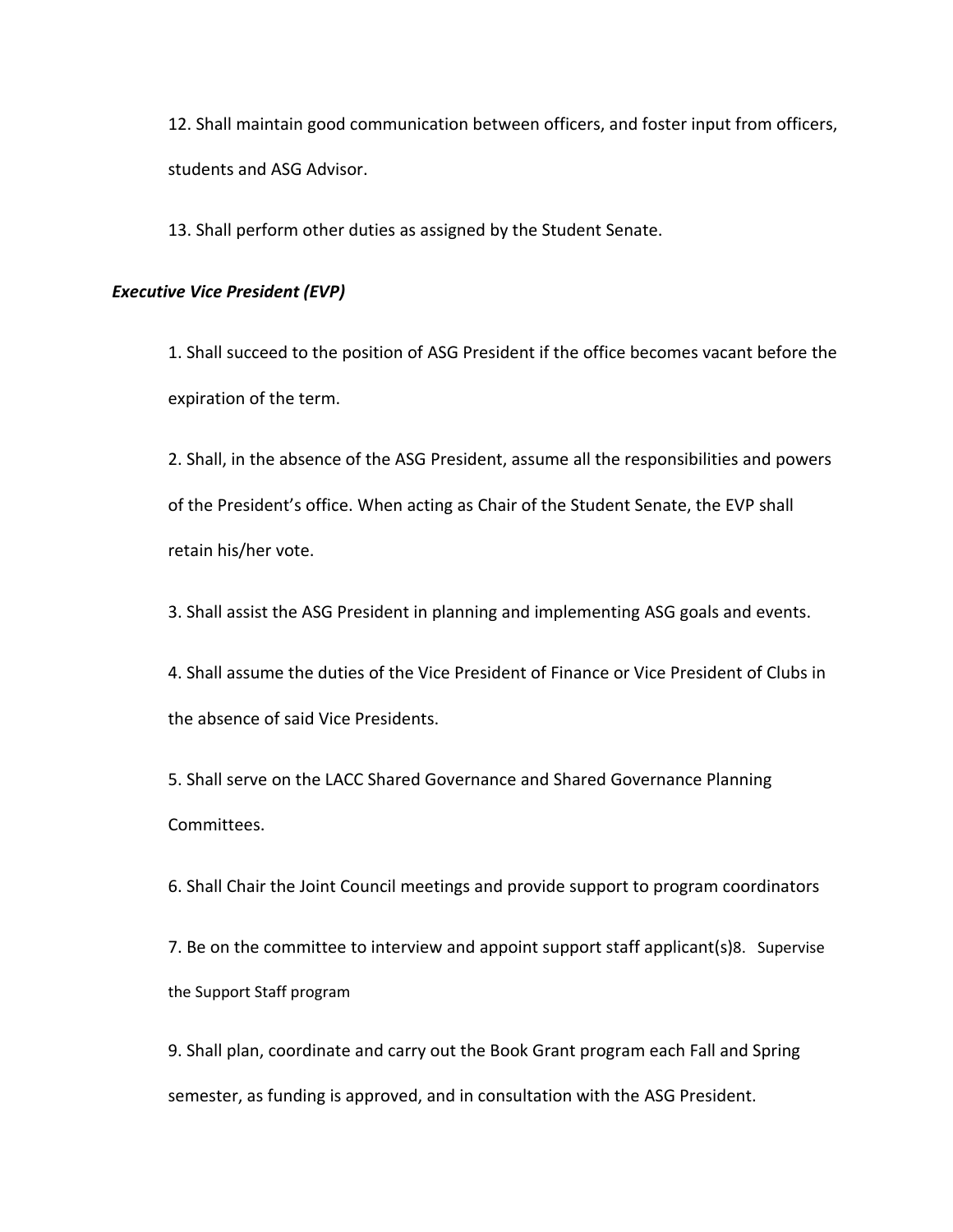12. Shall maintain good communication between officers, and foster input from officers, students and ASG Advisor.

13. Shall perform other duties as assigned by the Student Senate.

***Executive Vice President (EVP)***

1. Shall succeed to the position of ASG President if the office becomes vacant before the expiration of the term.

2. Shall, in the absence of the ASG President, assume all the responsibilities and powers of the President's office. When acting as Chair of the Student Senate, the EVP shall retain his/her vote.

3. Shall assist the ASG President in planning and implementing ASG goals and events.

4. Shall assume the duties of the Vice President of Finance or Vice President of Clubs in the absence of said Vice Presidents.

5. Shall serve on the LACC Shared Governance and Shared Governance Planning Committees.

6. Shall Chair the Joint Council meetings and provide support to program coordinators

7. Be on the committee to interview and appoint support staff applicant(s)8. Supervise the Support Staff program

9. Shall plan, coordinate and carry out the Book Grant program each Fall and Spring semester, as funding is approved, and in consultation with the ASG President.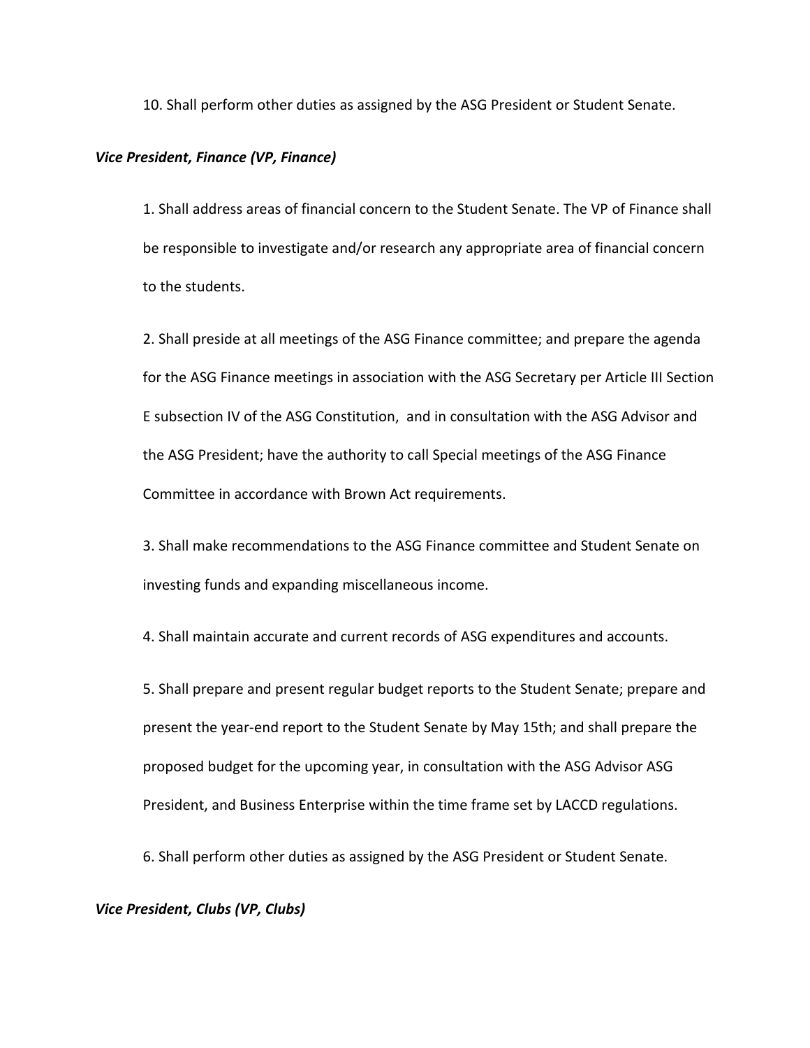10. Shall perform other duties as assigned by the ASG President or Student Senate.

***Vice President, Finance (VP, Finance)***

1. Shall address areas of financial concern to the Student Senate. The VP of Finance shall be responsible to investigate and/or research any appropriate area of financial concern to the students.

2. Shall preside at all meetings of the ASG Finance committee; and prepare the agenda for the ASG Finance meetings in association with the ASG Secretary per Article III Section E subsection IV of the ASG Constitution, and in consultation with the ASG Advisor and the ASG President; have the authority to call Special meetings of the ASG Finance Committee in accordance with Brown Act requirements.

3. Shall make recommendations to the ASG Finance committee and Student Senate on investing funds and expanding miscellaneous income.

4. Shall maintain accurate and current records of ASG expenditures and accounts.

5. Shall prepare and present regular budget reports to the Student Senate; prepare and present the year-end report to the Student Senate by May 15th; and shall prepare the proposed budget for the upcoming year, in consultation with the ASG Advisor ASG President, and Business Enterprise within the time frame set by LACCD regulations.

6. Shall perform other duties as assigned by the ASG President or Student Senate.

***Vice President, Clubs (VP, Clubs)***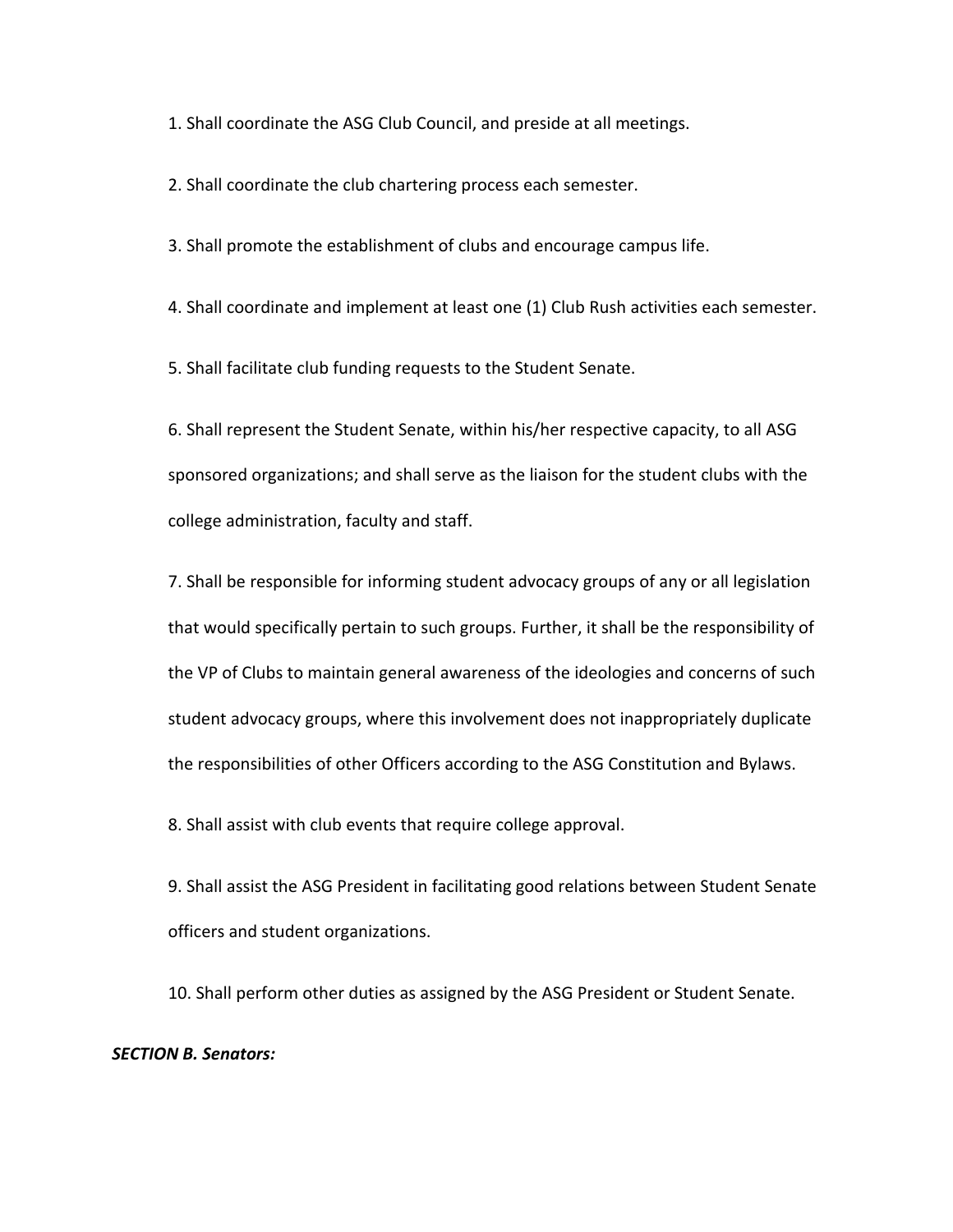1. Shall coordinate the ASG Club Council, and preside at all meetings.

2. Shall coordinate the club chartering process each semester.

3. Shall promote the establishment of clubs and encourage campus life.

4. Shall coordinate and implement at least one (1) Club Rush activities each semester.

5. Shall facilitate club funding requests to the Student Senate.

6. Shall represent the Student Senate, within his/her respective capacity, to all ASG sponsored organizations; and shall serve as the liaison for the student clubs with the college administration, faculty and staff.

7. Shall be responsible for informing student advocacy groups of any or all legislation that would specifically pertain to such groups. Further, it shall be the responsibility of the VP of Clubs to maintain general awareness of the ideologies and concerns of such student advocacy groups, where this involvement does not inappropriately duplicate the responsibilities of other Officers according to the ASG Constitution and Bylaws.

8. Shall assist with club events that require college approval.

9. Shall assist the ASG President in facilitating good relations between Student Senate officers and student organizations.

10. Shall perform other duties as assigned by the ASG President or Student Senate.

***SECTION B. Senators:***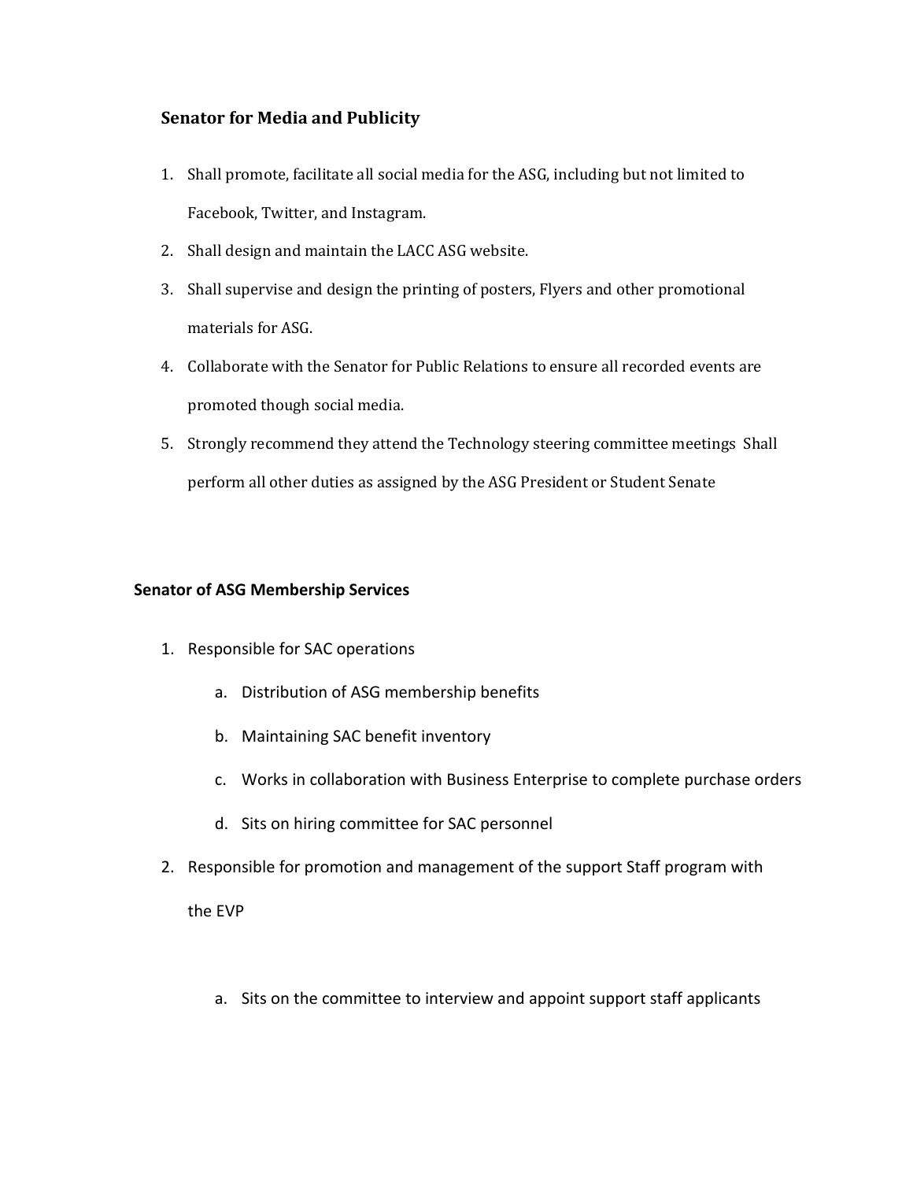### Senator for Media and Publicity

1. Shall promote, facilitate all social media for the ASG, including but not limited to Facebook, Twitter, and Instagram.
2. Shall design and maintain the LACC ASG website.
3. Shall supervise and design the printing of posters, Flyers and other promotional materials for ASG.
4. Collaborate with the Senator for Public Relations to ensure all recorded events are promoted though social media.
5. Strongly recommend they attend the Technology steering committee meetings Shall perform all other duties as assigned by the ASG President or Student Senate

### Senator of ASG Membership Services

1. Responsible for SAC operations
   a. Distribution of ASG membership benefits
   b. Maintaining SAC benefit inventory
   c. Works in collaboration with Business Enterprise to complete purchase orders
   d. Sits on hiring committee for SAC personnel
2. Responsible for promotion and management of the support Staff program with the EVP
   a. Sits on the committee to interview and appoint support staff applicants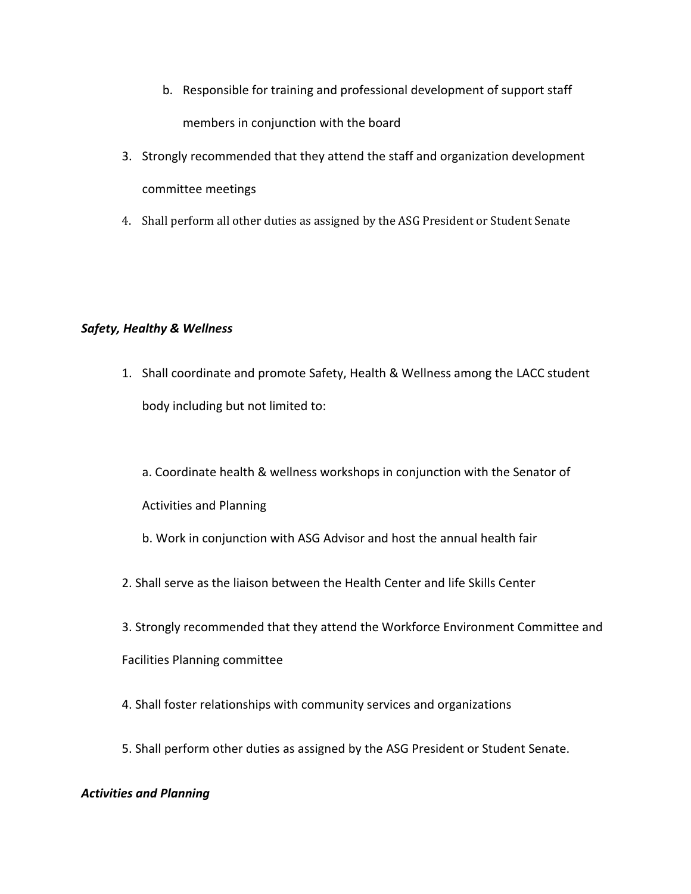b. Responsible for training and professional development of support staff members in conjunction with the board

3. Strongly recommended that they attend the staff and organization development committee meetings
4. Shall perform all other duties as assigned by the ASG President or Student Senate

***Safety, Healthy & Wellness***

1. Shall coordinate and promote Safety, Health & Wellness among the LACC student body including but not limited to:

   a. Coordinate health & wellness workshops in conjunction with the Senator of Activities and Planning

   b. Work in conjunction with ASG Advisor and host the annual health fair

2. Shall serve as the liaison between the Health Center and life Skills Center

3. Strongly recommended that they attend the Workforce Environment Committee and Facilities Planning committee

4. Shall foster relationships with community services and organizations

5. Shall perform other duties as assigned by the ASG President or Student Senate.

***Activities and Planning***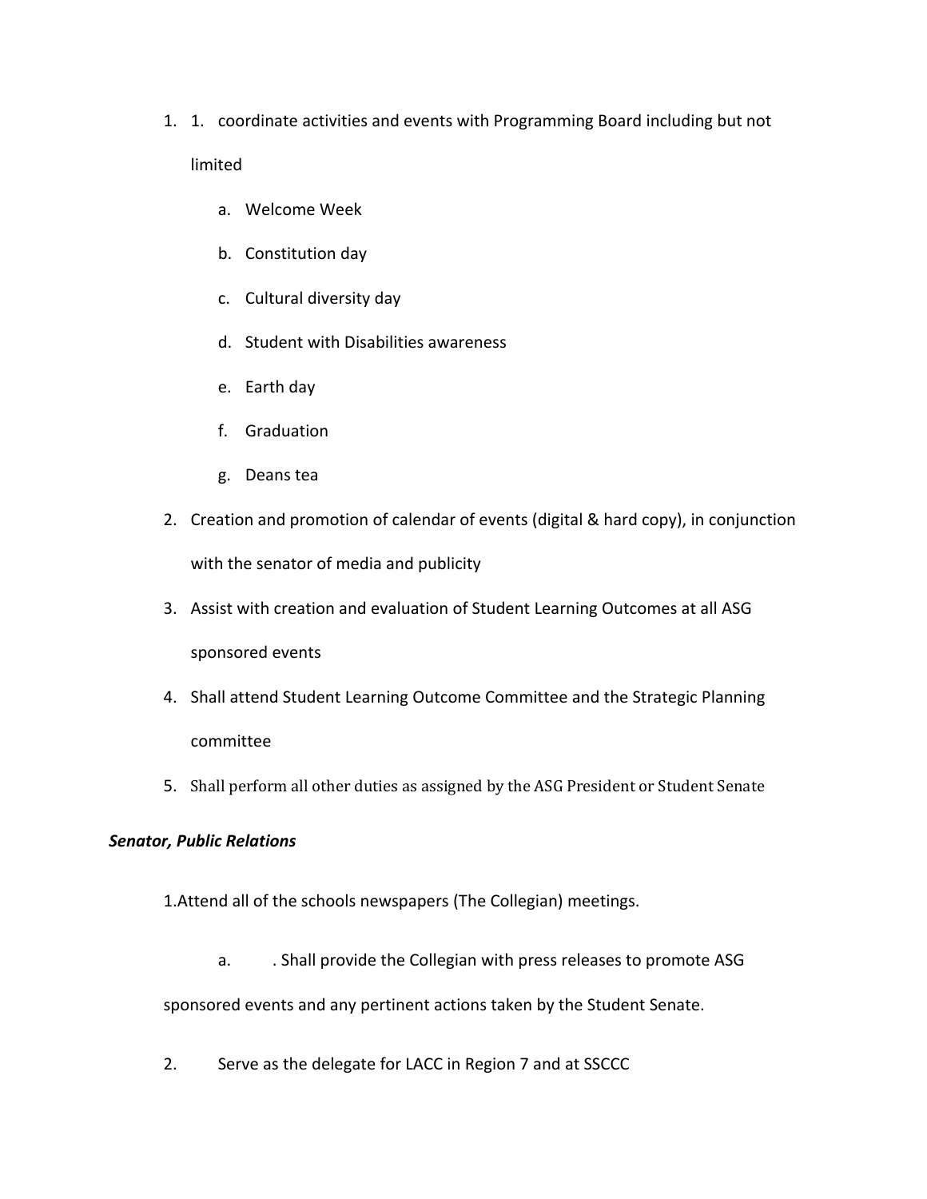1. 1. coordinate activities and events with Programming Board including but not limited
    a. Welcome Week
    b. Constitution day
    c. Cultural diversity day
    d. Student with Disabilities awareness
    e. Earth day
    f. Graduation
    g. Deans tea
2. Creation and promotion of calendar of events (digital & hard copy), in conjunction with the senator of media and publicity
3. Assist with creation and evaluation of Student Learning Outcomes at all ASG sponsored events
4. Shall attend Student Learning Outcome Committee and the Strategic Planning committee
5. Shall perform all other duties as assigned by the ASG President or Student Senate

***Senator, Public Relations***

1.Attend all of the schools newspapers (The Collegian) meetings.

a. . Shall provide the Collegian with press releases to promote ASG sponsored events and any pertinent actions taken by the Student Senate.

2. Serve as the delegate for LACC in Region 7 and at SSCCC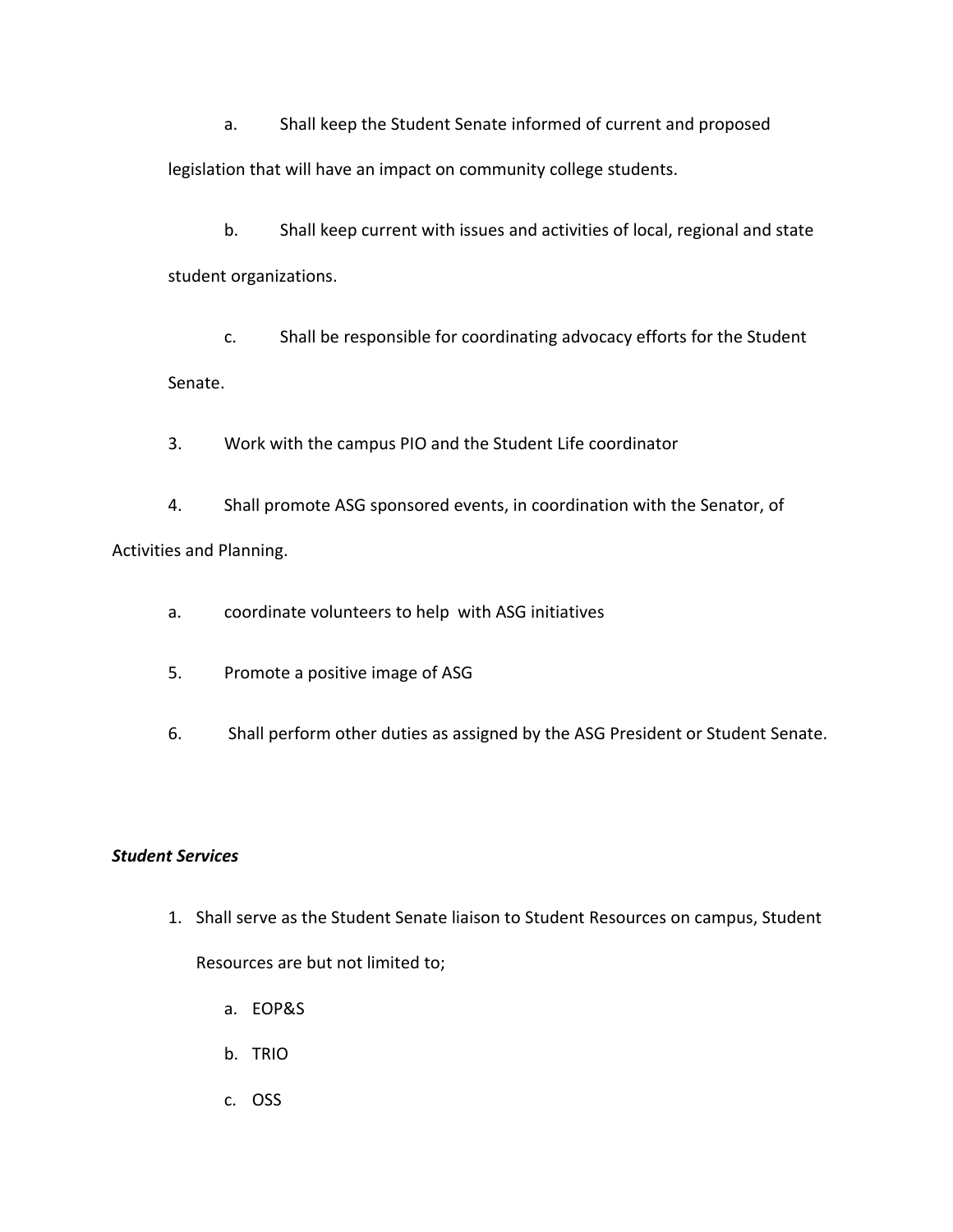a. Shall keep the Student Senate informed of current and proposed legislation that will have an impact on community college students.

b. Shall keep current with issues and activities of local, regional and state student organizations.

c. Shall be responsible for coordinating advocacy efforts for the Student Senate.

3. Work with the campus PIO and the Student Life coordinator

4. Shall promote ASG sponsored events, in coordination with the Senator, of Activities and Planning.

   a. coordinate volunteers to help with ASG initiatives

5. Promote a positive image of ASG

6. Shall perform other duties as assigned by the ASG President or Student Senate.

***Student Services***

1. Shall serve as the Student Senate liaison to Student Resources on campus, Student Resources are but not limited to;
   a. EOP&S
   b. TRIO
   c. OSS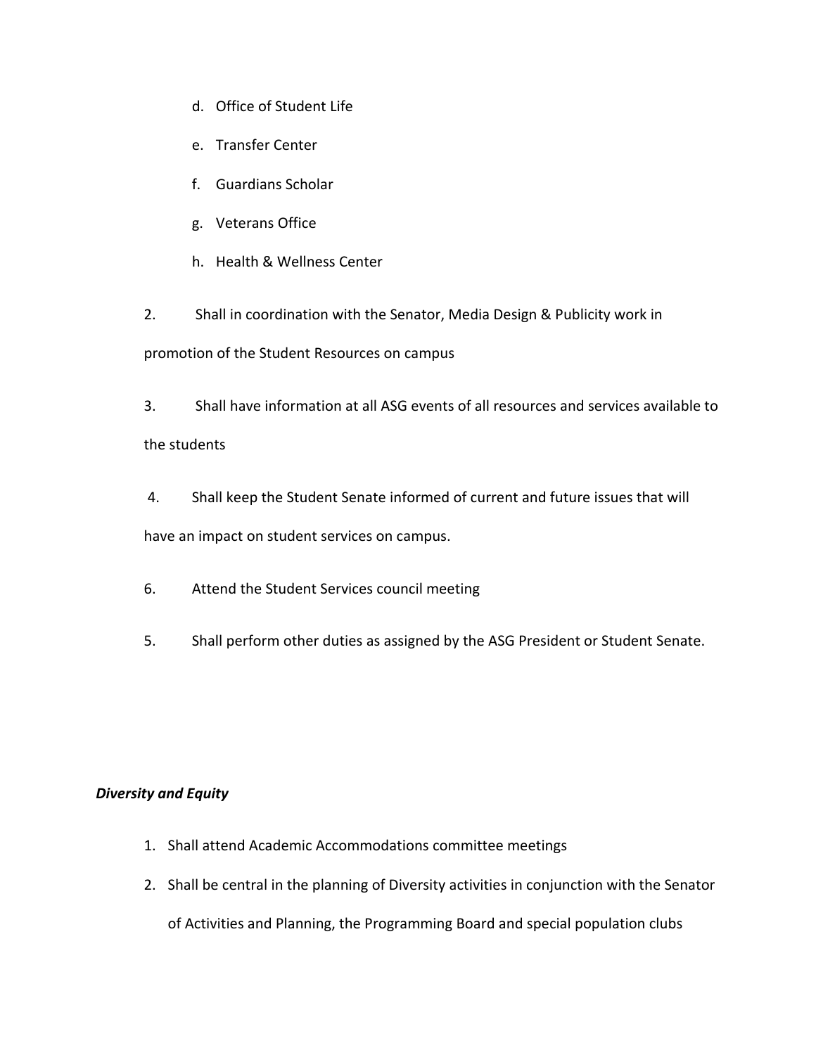d. Office of Student Life

e. Transfer Center

f. Guardians Scholar

g. Veterans Office

h. Health & Wellness Center

2. Shall in coordination with the Senator, Media Design & Publicity work in promotion of the Student Resources on campus

3. Shall have information at all ASG events of all resources and services available to the students

4. Shall keep the Student Senate informed of current and future issues that will have an impact on student services on campus.

6. Attend the Student Services council meeting

5. Shall perform other duties as assigned by the ASG President or Student Senate.

***Diversity and Equity***

1. Shall attend Academic Accommodations committee meetings
2. Shall be central in the planning of Diversity activities in conjunction with the Senator of Activities and Planning, the Programming Board and special population clubs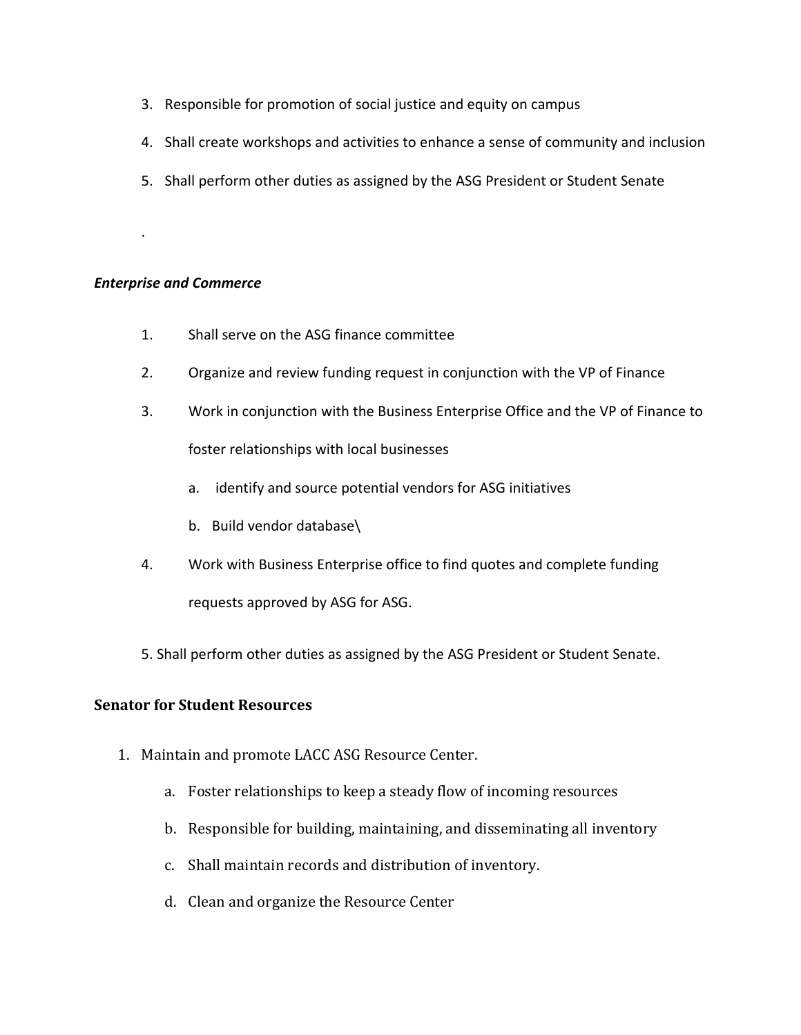3. Responsible for promotion of social justice and equity on campus
4. Shall create workshops and activities to enhance a sense of community and inclusion
5. Shall perform other duties as assigned by the ASG President or Student Senate

.

***Enterprise and Commerce***

1. Shall serve on the ASG finance committee
2. Organize and review funding request in conjunction with the VP of Finance
3. Work in conjunction with the Business Enterprise Office and the VP of Finance to foster relationships with local businesses
   a. identify and source potential vendors for ASG initiatives
   b. Build vendor database\
4. Work with Business Enterprise office to find quotes and complete funding requests approved by ASG for ASG.
5. Shall perform other duties as assigned by the ASG President or Student Senate.

**Senator for Student Resources**

1. Maintain and promote LACC ASG Resource Center.
   a. Foster relationships to keep a steady flow of incoming resources
   b. Responsible for building, maintaining, and disseminating all inventory
   c. Shall maintain records and distribution of inventory.
   d. Clean and organize the Resource Center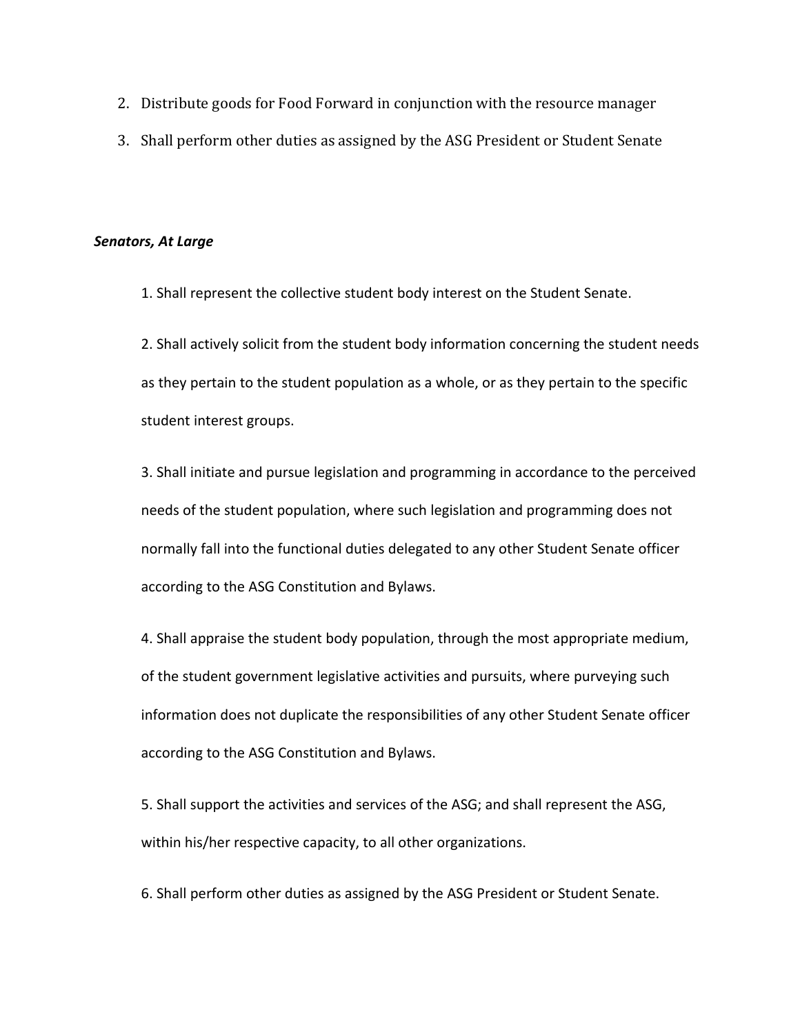2. Distribute goods for Food Forward in conjunction with the resource manager
3. Shall perform other duties as assigned by the ASG President or Student Senate

***Senators, At Large***

1. Shall represent the collective student body interest on the Student Senate.

2. Shall actively solicit from the student body information concerning the student needs as they pertain to the student population as a whole, or as they pertain to the specific student interest groups.

3. Shall initiate and pursue legislation and programming in accordance to the perceived needs of the student population, where such legislation and programming does not normally fall into the functional duties delegated to any other Student Senate officer according to the ASG Constitution and Bylaws.

4. Shall appraise the student body population, through the most appropriate medium, of the student government legislative activities and pursuits, where purveying such information does not duplicate the responsibilities of any other Student Senate officer according to the ASG Constitution and Bylaws.

5. Shall support the activities and services of the ASG; and shall represent the ASG, within his/her respective capacity, to all other organizations.

6. Shall perform other duties as assigned by the ASG President or Student Senate.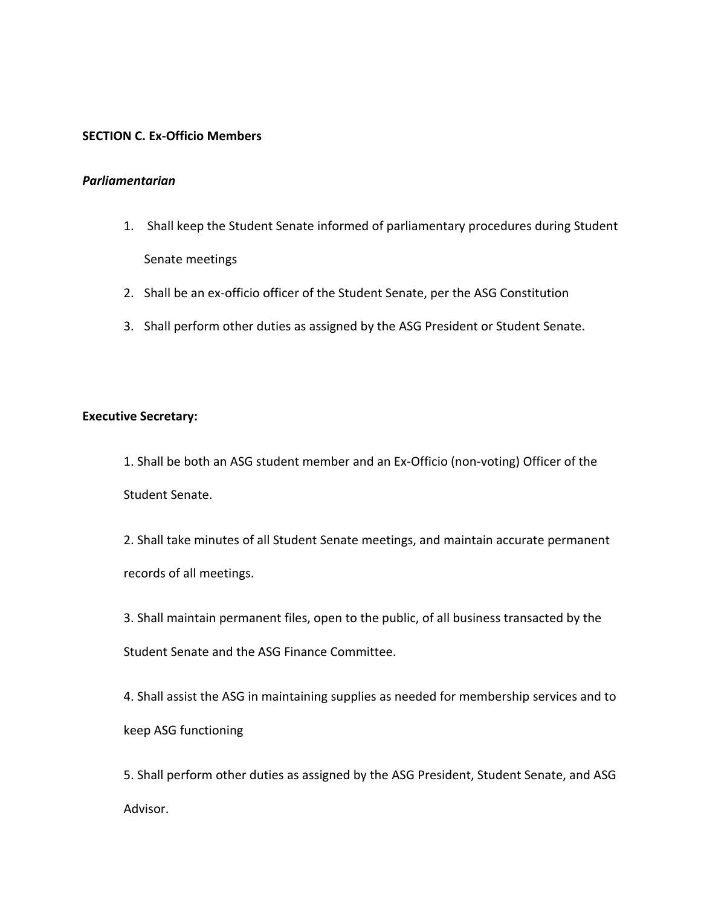**SECTION C. Ex-Officio Members**

***Parliamentarian***

1. Shall keep the Student Senate informed of parliamentary procedures during Student Senate meetings
2. Shall be an ex-officio officer of the Student Senate, per the ASG Constitution
3. Shall perform other duties as assigned by the ASG President or Student Senate.

**Executive Secretary:**

1. Shall be both an ASG student member and an Ex-Officio (non-voting) Officer of the Student Senate.
2. Shall take minutes of all Student Senate meetings, and maintain accurate permanent records of all meetings.
3. Shall maintain permanent files, open to the public, of all business transacted by the Student Senate and the ASG Finance Committee.
4. Shall assist the ASG in maintaining supplies as needed for membership services and to keep ASG functioning
5. Shall perform other duties as assigned by the ASG President, Student Senate, and ASG Advisor.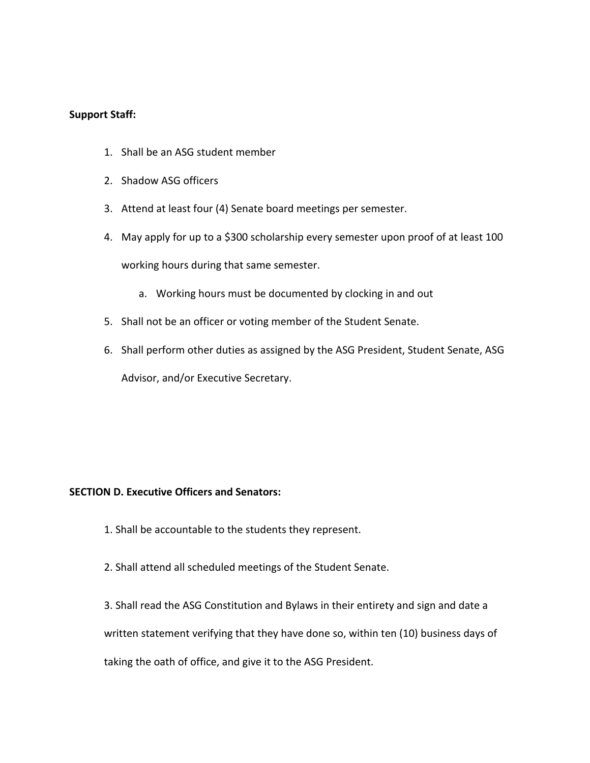**Support Staff:**

1. Shall be an ASG student member
2. Shadow ASG officers
3. Attend at least four (4) Senate board meetings per semester.
4. May apply for up to a $300 scholarship every semester upon proof of at least 100 working hours during that same semester.
    a. Working hours must be documented by clocking in and out
5. Shall not be an officer or voting member of the Student Senate.
6. Shall perform other duties as assigned by the ASG President, Student Senate, ASG Advisor, and/or Executive Secretary.

**SECTION D. Executive Officers and Senators:**

1. Shall be accountable to the students they represent.

2. Shall attend all scheduled meetings of the Student Senate.

3. Shall read the ASG Constitution and Bylaws in their entirety and sign and date a written statement verifying that they have done so, within ten (10) business days of taking the oath of office, and give it to the ASG President.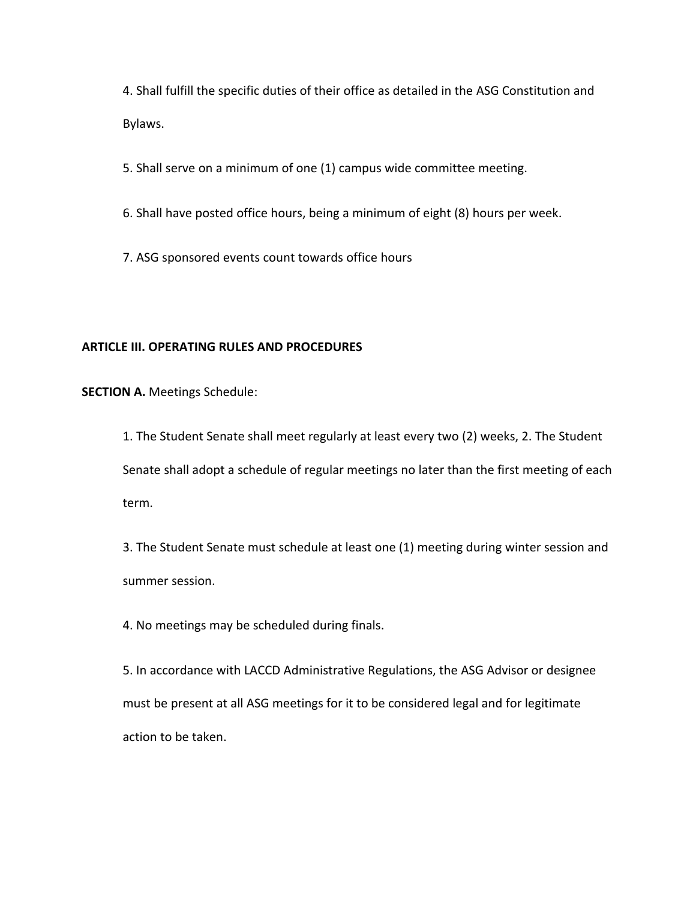4. Shall fulfill the specific duties of their office as detailed in the ASG Constitution and Bylaws.

5. Shall serve on a minimum of one (1) campus wide committee meeting.

6. Shall have posted office hours, being a minimum of eight (8) hours per week.

7. ASG sponsored events count towards office hours

## ARTICLE III. OPERATING RULES AND PROCEDURES

**SECTION A.** Meetings Schedule:

1. The Student Senate shall meet regularly at least every two (2) weeks, 2. The Student Senate shall adopt a schedule of regular meetings no later than the first meeting of each term.

3. The Student Senate must schedule at least one (1) meeting during winter session and summer session.

4. No meetings may be scheduled during finals.

5. In accordance with LACCD Administrative Regulations, the ASG Advisor or designee must be present at all ASG meetings for it to be considered legal and for legitimate action to be taken.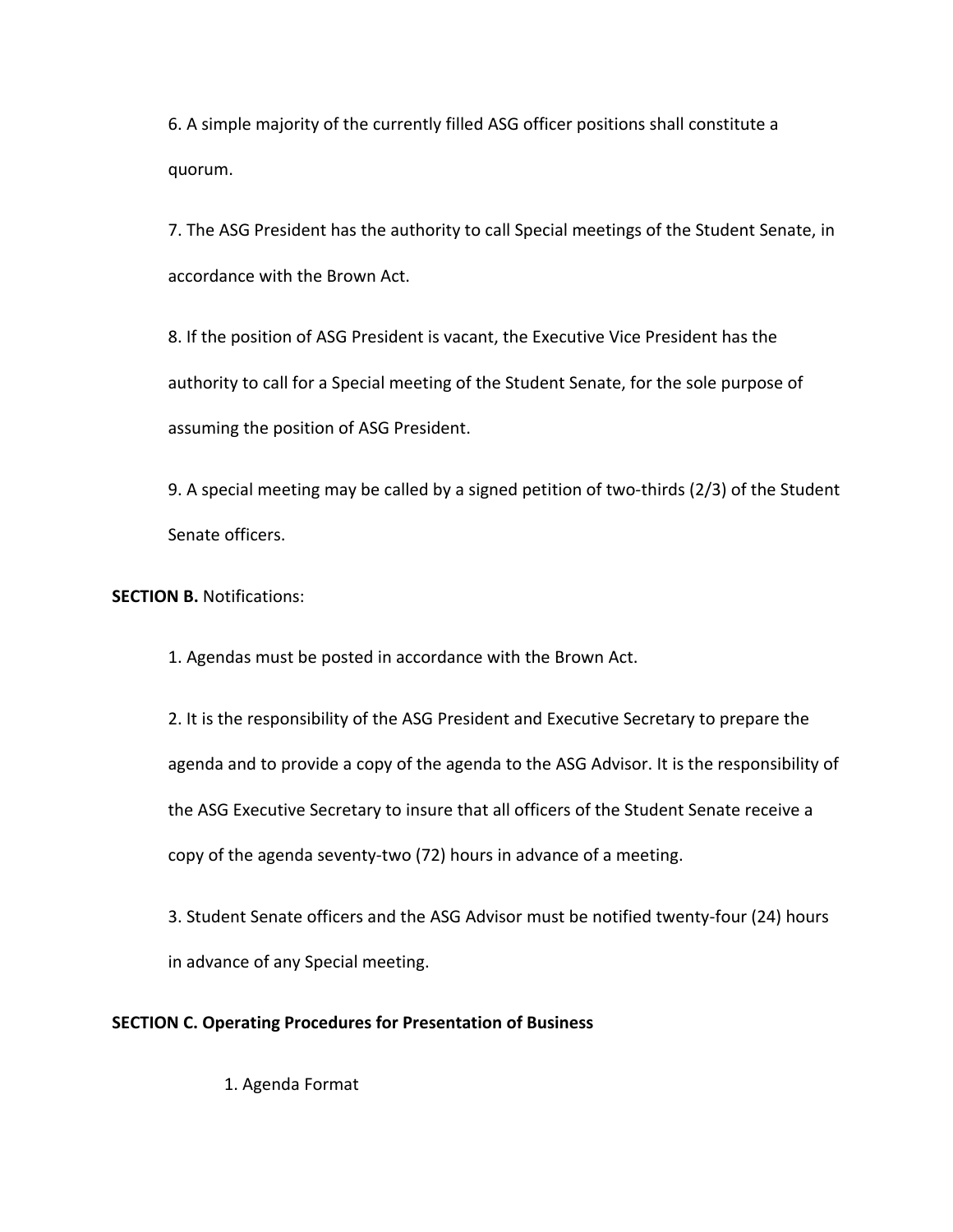6. A simple majority of the currently filled ASG officer positions shall constitute a quorum.

7. The ASG President has the authority to call Special meetings of the Student Senate, in accordance with the Brown Act.

8. If the position of ASG President is vacant, the Executive Vice President has the authority to call for a Special meeting of the Student Senate, for the sole purpose of assuming the position of ASG President.

9. A special meeting may be called by a signed petition of two-thirds (2/3) of the Student Senate officers.

**SECTION B.** Notifications:

1. Agendas must be posted in accordance with the Brown Act.

2. It is the responsibility of the ASG President and Executive Secretary to prepare the agenda and to provide a copy of the agenda to the ASG Advisor. It is the responsibility of the ASG Executive Secretary to insure that all officers of the Student Senate receive a copy of the agenda seventy-two (72) hours in advance of a meeting.

3. Student Senate officers and the ASG Advisor must be notified twenty-four (24) hours in advance of any Special meeting.

**SECTION C. Operating Procedures for Presentation of Business**

1. Agenda Format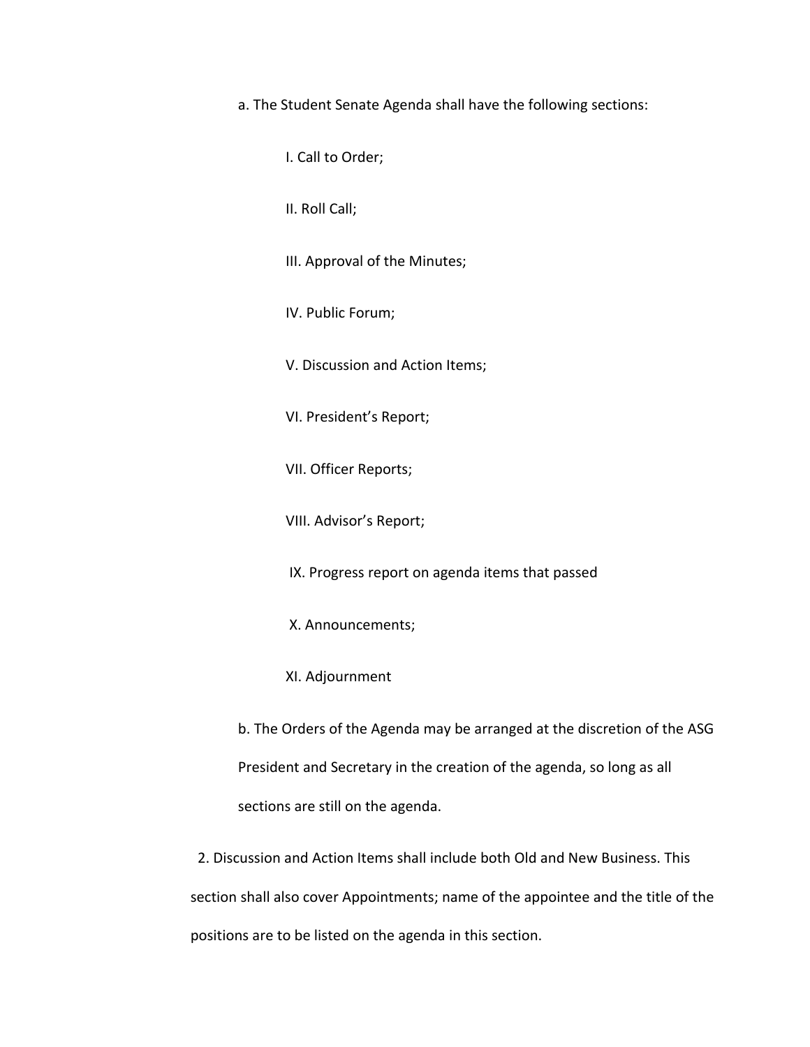a. The Student Senate Agenda shall have the following sections:

I. Call to Order;

II. Roll Call;

III. Approval of the Minutes;

IV. Public Forum;

V. Discussion and Action Items;

VI. President's Report;

VII. Officer Reports;

VIII. Advisor's Report;

IX. Progress report on agenda items that passed

X. Announcements;

XI. Adjournment

b. The Orders of the Agenda may be arranged at the discretion of the ASG President and Secretary in the creation of the agenda, so long as all sections are still on the agenda.

2. Discussion and Action Items shall include both Old and New Business. This section shall also cover Appointments; name of the appointee and the title of the positions are to be listed on the agenda in this section.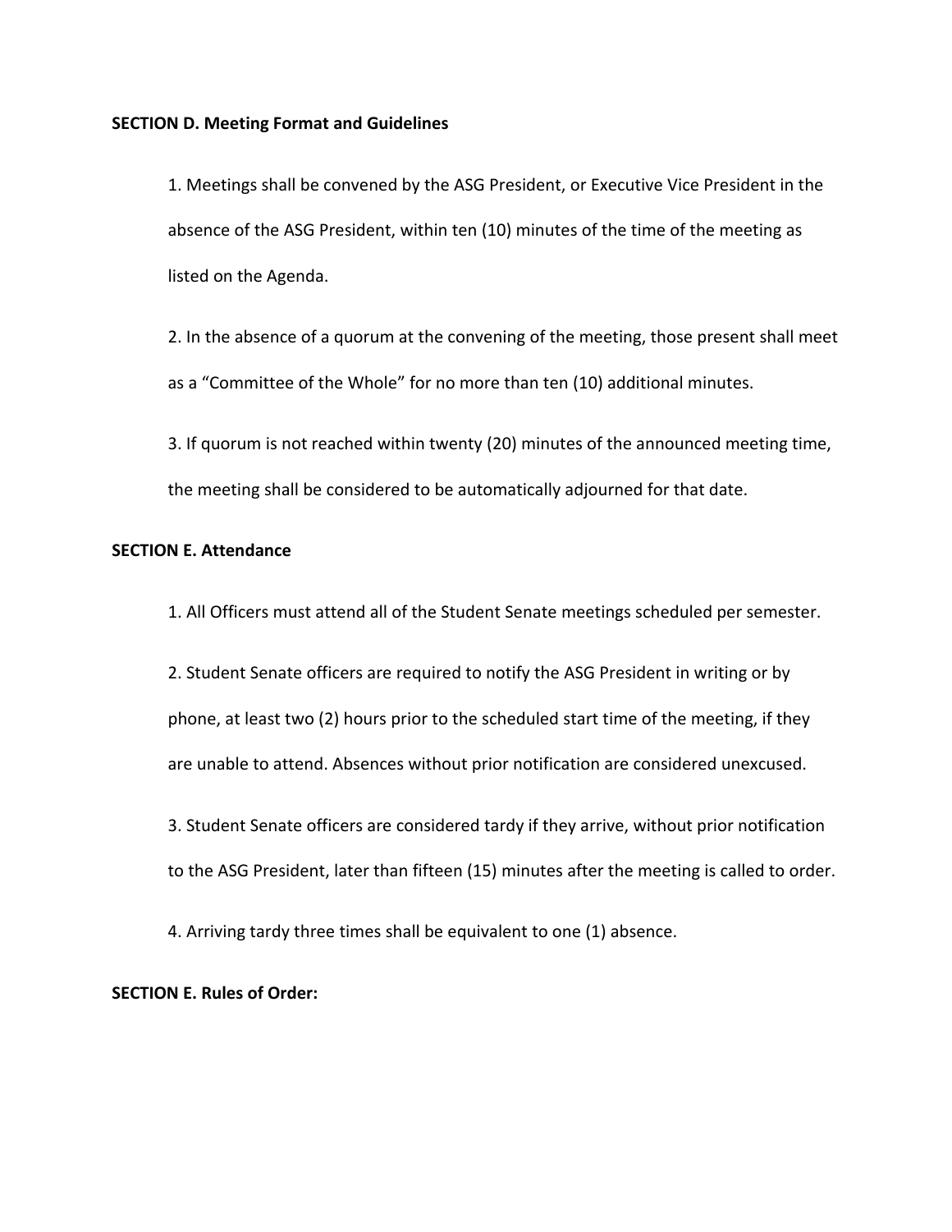**SECTION D. Meeting Format and Guidelines**

1. Meetings shall be convened by the ASG President, or Executive Vice President in the absence of the ASG President, within ten (10) minutes of the time of the meeting as listed on the Agenda.

2. In the absence of a quorum at the convening of the meeting, those present shall meet as a “Committee of the Whole” for no more than ten (10) additional minutes.

3. If quorum is not reached within twenty (20) minutes of the announced meeting time, the meeting shall be considered to be automatically adjourned for that date.

**SECTION E. Attendance**

1. All Officers must attend all of the Student Senate meetings scheduled per semester.

2. Student Senate officers are required to notify the ASG President in writing or by phone, at least two (2) hours prior to the scheduled start time of the meeting, if they are unable to attend. Absences without prior notification are considered unexcused.

3. Student Senate officers are considered tardy if they arrive, without prior notification to the ASG President, later than fifteen (15) minutes after the meeting is called to order.

4. Arriving tardy three times shall be equivalent to one (1) absence.

**SECTION E. Rules of Order:**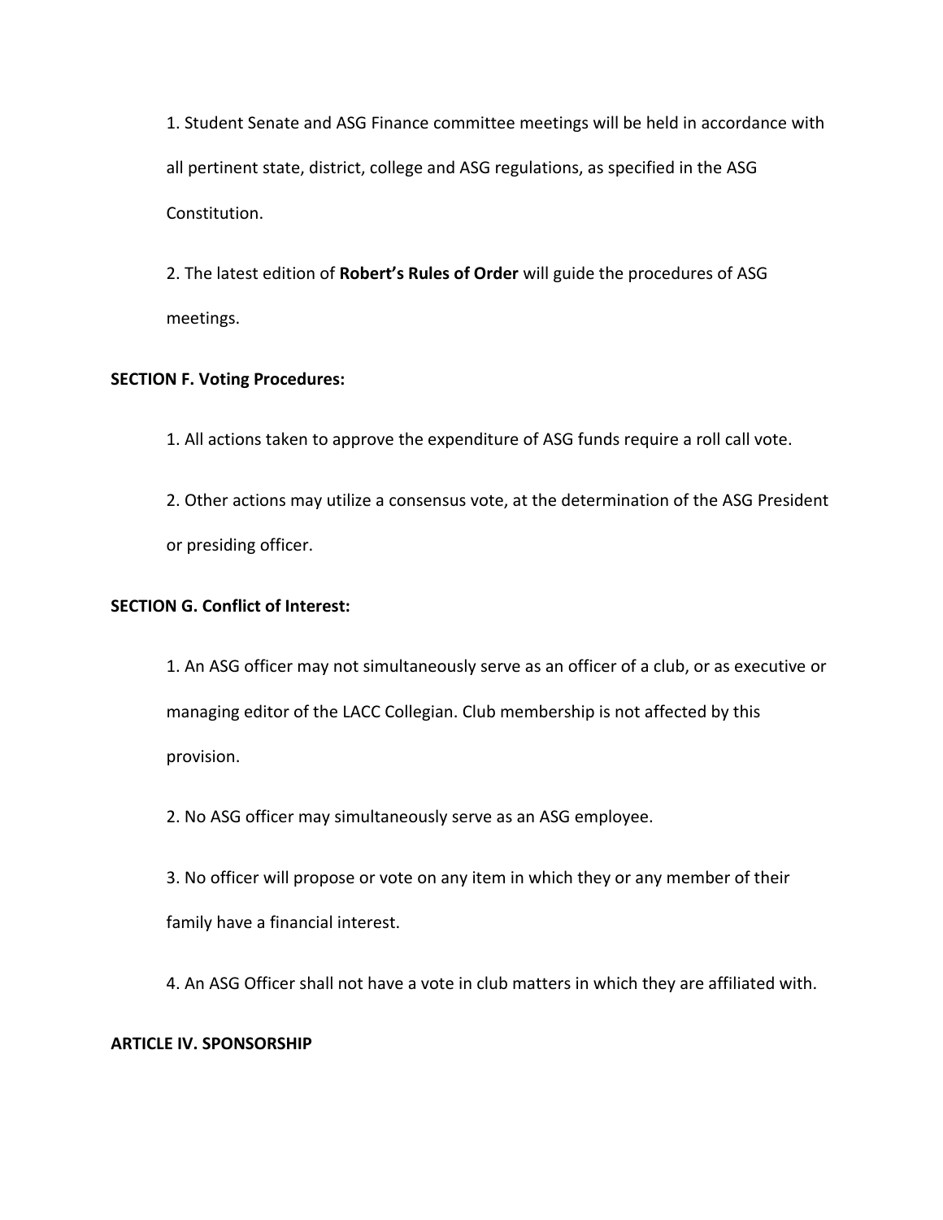1. Student Senate and ASG Finance committee meetings will be held in accordance with all pertinent state, district, college and ASG regulations, as specified in the ASG Constitution.

2. The latest edition of **Robert's Rules of Order** will guide the procedures of ASG meetings.

**SECTION F. Voting Procedures:**

1. All actions taken to approve the expenditure of ASG funds require a roll call vote.

2. Other actions may utilize a consensus vote, at the determination of the ASG President or presiding officer.

**SECTION G. Conflict of Interest:**

1. An ASG officer may not simultaneously serve as an officer of a club, or as executive or managing editor of the LACC Collegian. Club membership is not affected by this provision.

2. No ASG officer may simultaneously serve as an ASG employee.

3. No officer will propose or vote on any item in which they or any member of their family have a financial interest.

4. An ASG Officer shall not have a vote in club matters in which they are affiliated with.

**ARTICLE IV. SPONSORSHIP**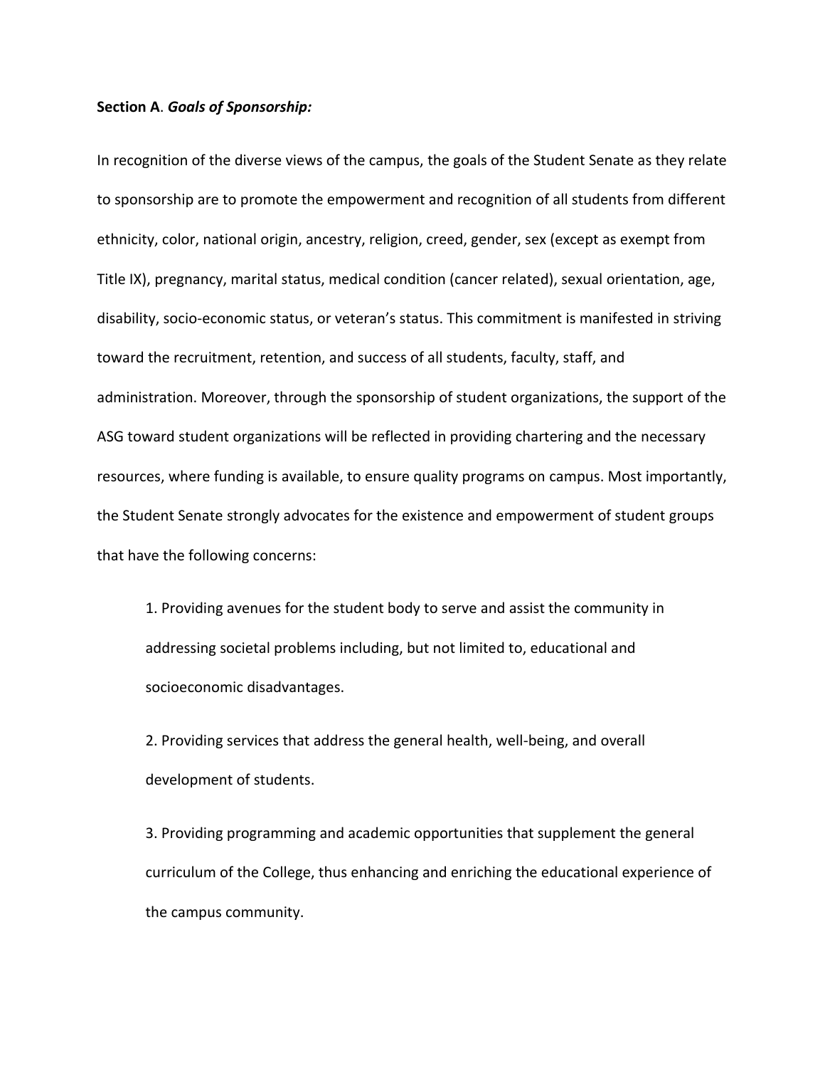**Section A**. ***Goals of Sponsorship:***

In recognition of the diverse views of the campus, the goals of the Student Senate as they relate to sponsorship are to promote the empowerment and recognition of all students from different ethnicity, color, national origin, ancestry, religion, creed, gender, sex (except as exempt from Title IX), pregnancy, marital status, medical condition (cancer related), sexual orientation, age, disability, socio-economic status, or veteran's status. This commitment is manifested in striving toward the recruitment, retention, and success of all students, faculty, staff, and administration. Moreover, through the sponsorship of student organizations, the support of the ASG toward student organizations will be reflected in providing chartering and the necessary resources, where funding is available, to ensure quality programs on campus. Most importantly, the Student Senate strongly advocates for the existence and empowerment of student groups that have the following concerns:

1. Providing avenues for the student body to serve and assist the community in addressing societal problems including, but not limited to, educational and socioeconomic disadvantages.

2. Providing services that address the general health, well-being, and overall development of students.

3. Providing programming and academic opportunities that supplement the general curriculum of the College, thus enhancing and enriching the educational experience of the campus community.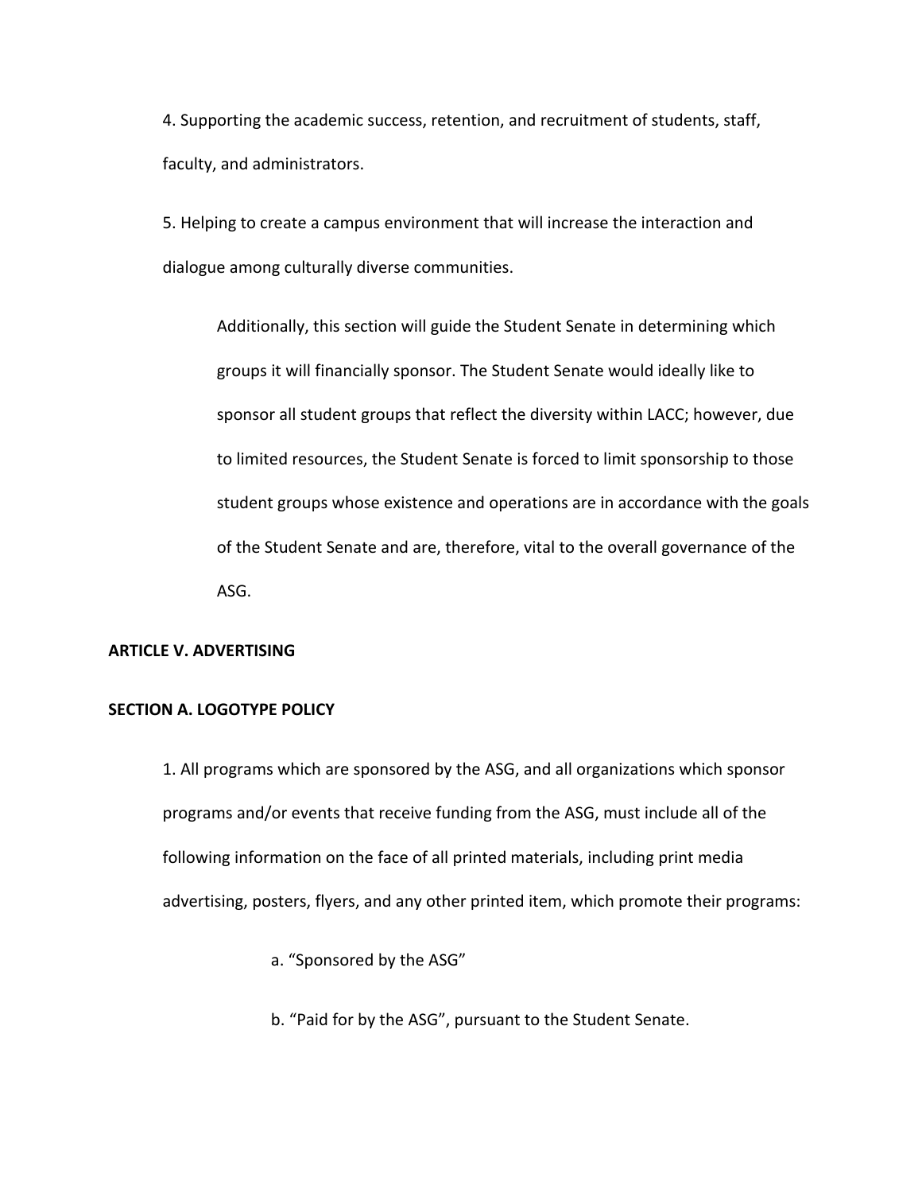4. Supporting the academic success, retention, and recruitment of students, staff, faculty, and administrators.

5. Helping to create a campus environment that will increase the interaction and dialogue among culturally diverse communities.

> Additionally, this section will guide the Student Senate in determining which groups it will financially sponsor. The Student Senate would ideally like to sponsor all student groups that reflect the diversity within LACC; however, due to limited resources, the Student Senate is forced to limit sponsorship to those student groups whose existence and operations are in accordance with the goals of the Student Senate and are, therefore, vital to the overall governance of the ASG.

**ARTICLE V. ADVERTISING**

**SECTION A. LOGOTYPE POLICY**

1. All programs which are sponsored by the ASG, and all organizations which sponsor programs and/or events that receive funding from the ASG, must include all of the following information on the face of all printed materials, including print media advertising, posters, flyers, and any other printed item, which promote their programs:

    a. "Sponsored by the ASG"

    b. "Paid for by the ASG", pursuant to the Student Senate.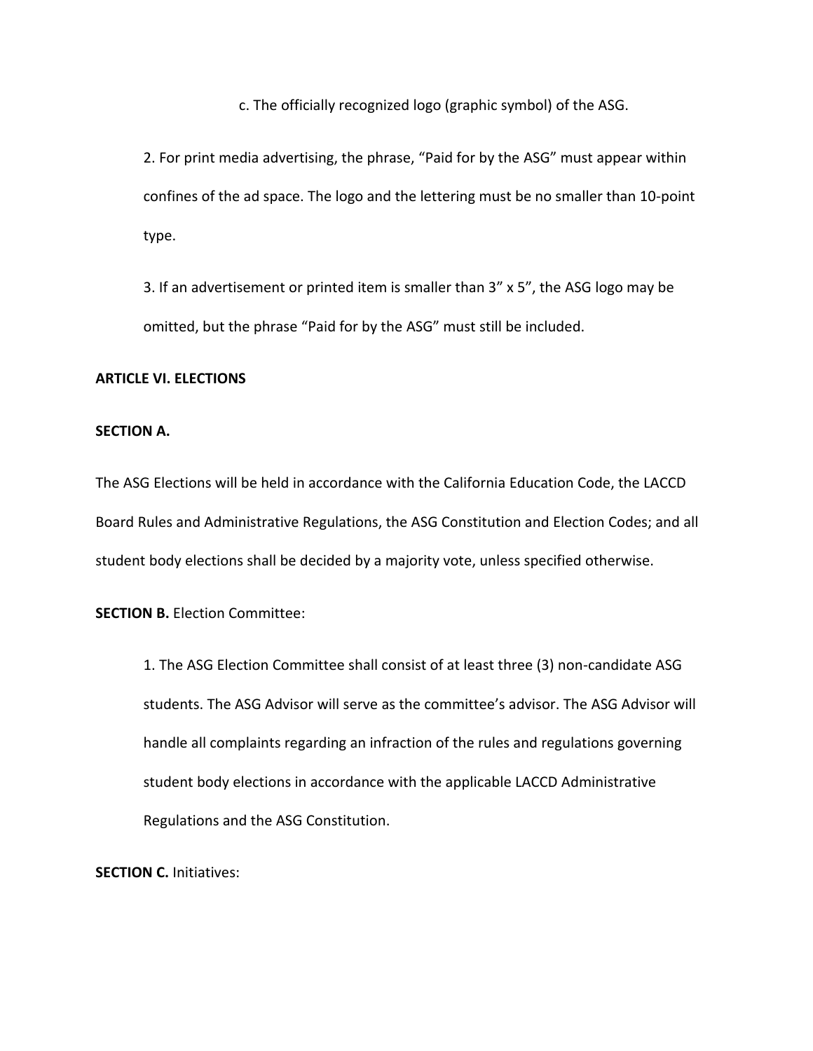c. The officially recognized logo (graphic symbol) of the ASG.

2. For print media advertising, the phrase, “Paid for by the ASG” must appear within confines of the ad space. The logo and the lettering must be no smaller than 10-point type.

3. If an advertisement or printed item is smaller than 3” x 5”, the ASG logo may be omitted, but the phrase “Paid for by the ASG” must still be included.

**ARTICLE VI. ELECTIONS**

**SECTION A.**

The ASG Elections will be held in accordance with the California Education Code, the LACCD Board Rules and Administrative Regulations, the ASG Constitution and Election Codes; and all student body elections shall be decided by a majority vote, unless specified otherwise.

**SECTION B.** Election Committee:

1. The ASG Election Committee shall consist of at least three (3) non-candidate ASG students. The ASG Advisor will serve as the committee’s advisor. The ASG Advisor will handle all complaints regarding an infraction of the rules and regulations governing student body elections in accordance with the applicable LACCD Administrative Regulations and the ASG Constitution.

**SECTION C.** Initiatives: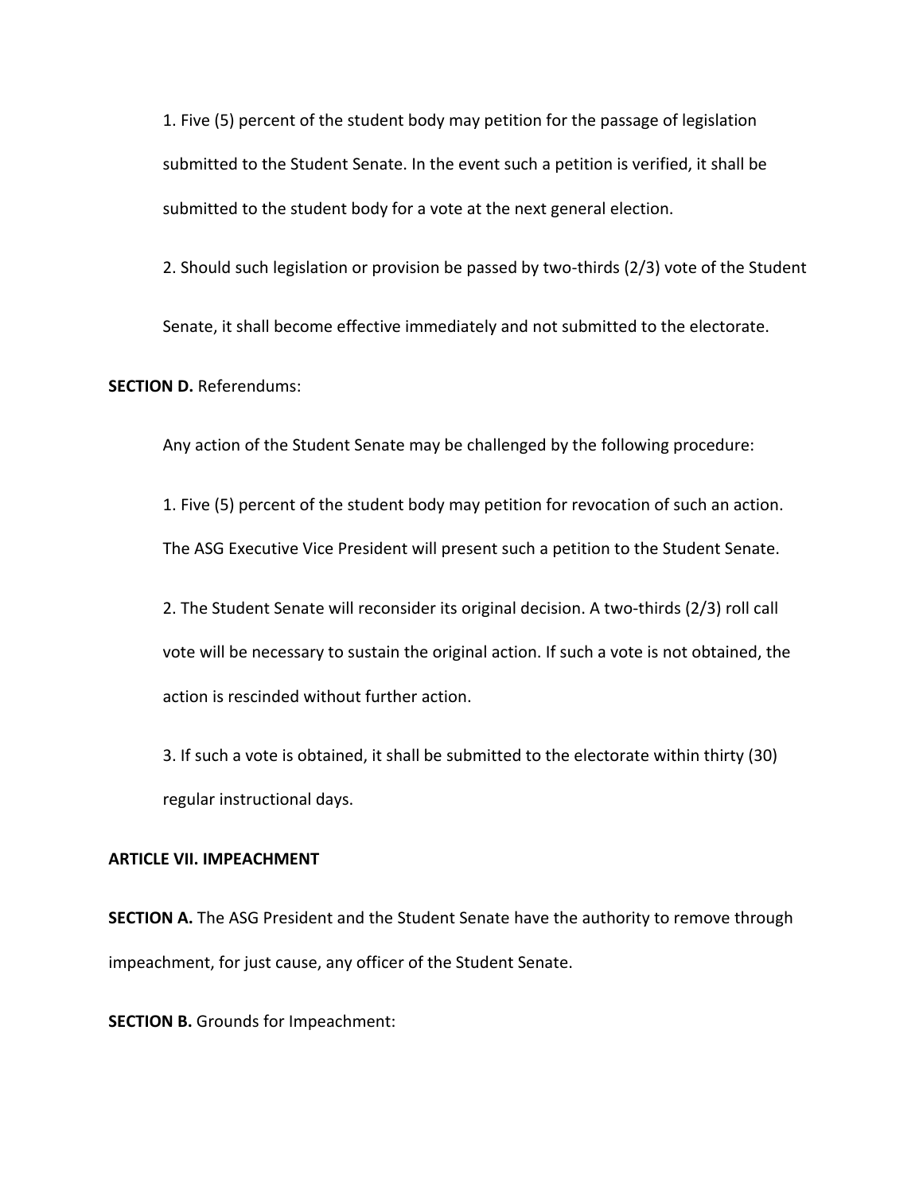1. Five (5) percent of the student body may petition for the passage of legislation submitted to the Student Senate. In the event such a petition is verified, it shall be submitted to the student body for a vote at the next general election.

2. Should such legislation or provision be passed by two-thirds (2/3) vote of the Student Senate, it shall become effective immediately and not submitted to the electorate.

**SECTION D.** Referendums:

Any action of the Student Senate may be challenged by the following procedure:

1. Five (5) percent of the student body may petition for revocation of such an action. The ASG Executive Vice President will present such a petition to the Student Senate.

2. The Student Senate will reconsider its original decision. A two-thirds (2/3) roll call vote will be necessary to sustain the original action. If such a vote is not obtained, the action is rescinded without further action.

3. If such a vote is obtained, it shall be submitted to the electorate within thirty (30) regular instructional days.

**ARTICLE VII. IMPEACHMENT**

**SECTION A.** The ASG President and the Student Senate have the authority to remove through impeachment, for just cause, any officer of the Student Senate.

**SECTION B.** Grounds for Impeachment: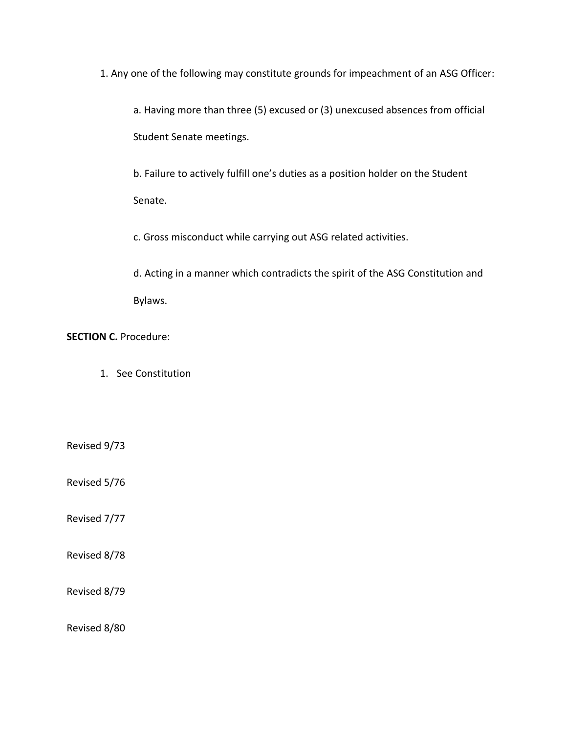1. Any one of the following may constitute grounds for impeachment of an ASG Officer:

   a. Having more than three (5) excused or (3) unexcused absences from official Student Senate meetings.

   b. Failure to actively fulfill one's duties as a position holder on the Student Senate.

   c. Gross misconduct while carrying out ASG related activities.

   d. Acting in a manner which contradicts the spirit of the ASG Constitution and Bylaws.

**SECTION C.** Procedure:

1. See Constitution

Revised 9/73

Revised 5/76

Revised 7/77

Revised 8/78

Revised 8/79

Revised 8/80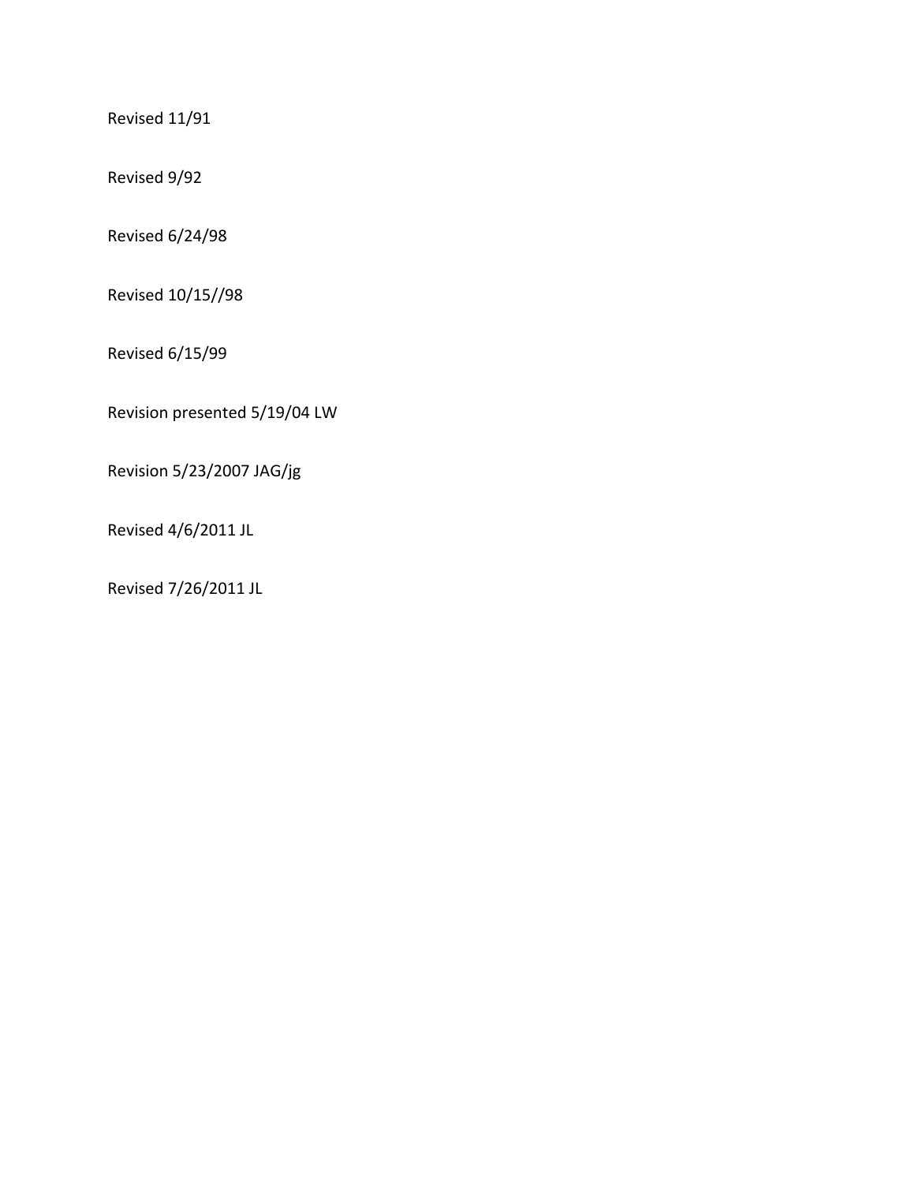Revised 11/91

Revised 9/92

Revised 6/24/98

Revised 10/15//98

Revised 6/15/99

Revision presented 5/19/04 LW

Revision 5/23/2007 JAG/jg

Revised 4/6/2011 JL

Revised 7/26/2011 JL